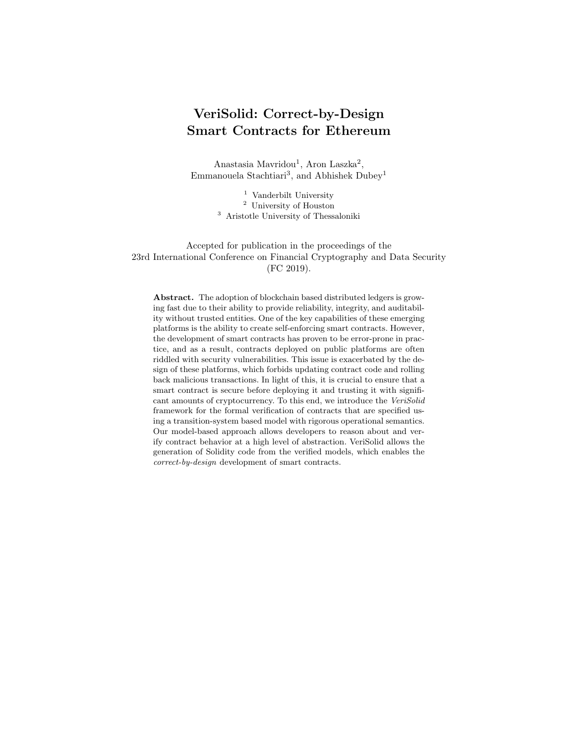# VeriSolid: Correct-by-Design Smart Contracts for Ethereum

Anastasia Mavridou[1], Aron Laszka[2], Emmanouela Stachtiari[3], and Abhishek Dubey[1]

[1] Vanderbilt University
[2] University of Houston
[3] Aristotle University of Thessaloniki

Accepted for publication in the proceedings of the 23rd International Conference on Financial Cryptography and Data Security (FC 2019).

**Abstract.** The adoption of blockchain based distributed ledgers is growing fast due to their ability to provide reliability, integrity, and auditability without trusted entities. One of the key capabilities of these emerging platforms is the ability to create self-enforcing smart contracts. However, the development of smart contracts has proven to be error-prone in practice, and as a result, contracts deployed on public platforms are often riddled with security vulnerabilities. This issue is exacerbated by the design of these platforms, which forbids updating contract code and rolling back malicious transactions. In light of this, it is crucial to ensure that a smart contract is secure before deploying it and trusting it with significant amounts of cryptocurrency. To this end, we introduce the *VeriSolid* framework for the formal verification of contracts that are specified using a transition-system based model with rigorous operational semantics. Our model-based approach allows developers to reason about and verify contract behavior at a high level of abstraction. VeriSolid allows the generation of Solidity code from the verified models, which enables the *correct-by-design* development of smart contracts.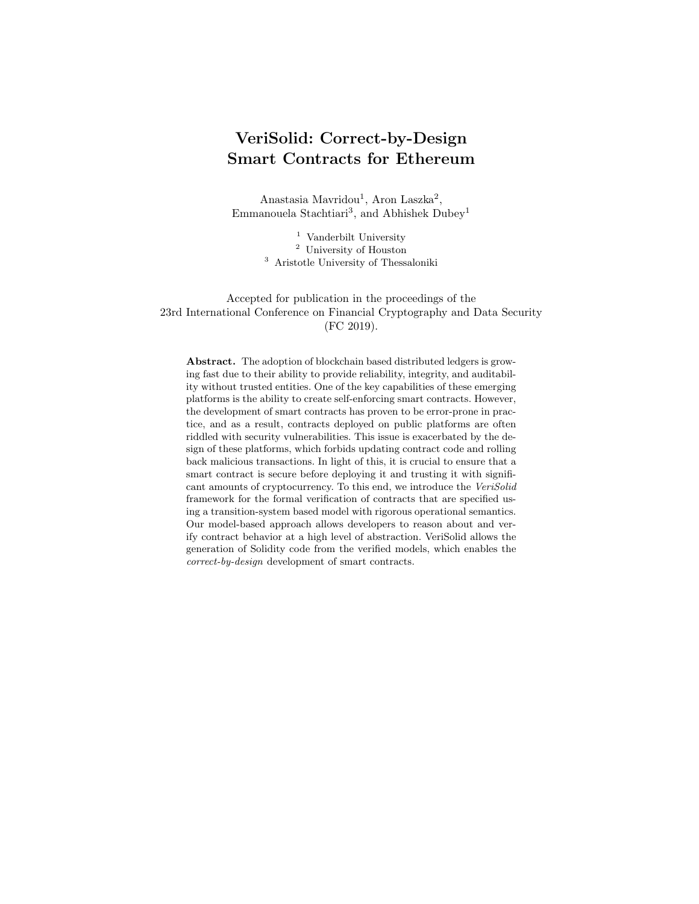# VeriSolid: Correct-by-Design Smart Contracts for Ethereum

Anastasia Mavridou[1], Aron Laszka[2], Emmanouela Stachtiari[3], and Abhishek Dubey[1]

[1] Vanderbilt University
[2] University of Houston
[3] Aristotle University of Thessaloniki

Accepted for publication in the proceedings of the 23rd International Conference on Financial Cryptography and Data Security (FC 2019).

**Abstract.** The adoption of blockchain based distributed ledgers is growing fast due to their ability to provide reliability, integrity, and auditability without trusted entities. One of the key capabilities of these emerging platforms is the ability to create self-enforcing smart contracts. However, the development of smart contracts has proven to be error-prone in practice, and as a result, contracts deployed on public platforms are often riddled with security vulnerabilities. This issue is exacerbated by the design of these platforms, which forbids updating contract code and rolling back malicious transactions. In light of this, it is crucial to ensure that a smart contract is secure before deploying it and trusting it with significant amounts of cryptocurrency. To this end, we introduce the *VeriSolid* framework for the formal verification of contracts that are specified using a transition-system based model with rigorous operational semantics. Our model-based approach allows developers to reason about and verify contract behavior at a high level of abstraction. VeriSolid allows the generation of Solidity code from the verified models, which enables the *correct-by-design* development of smart contracts.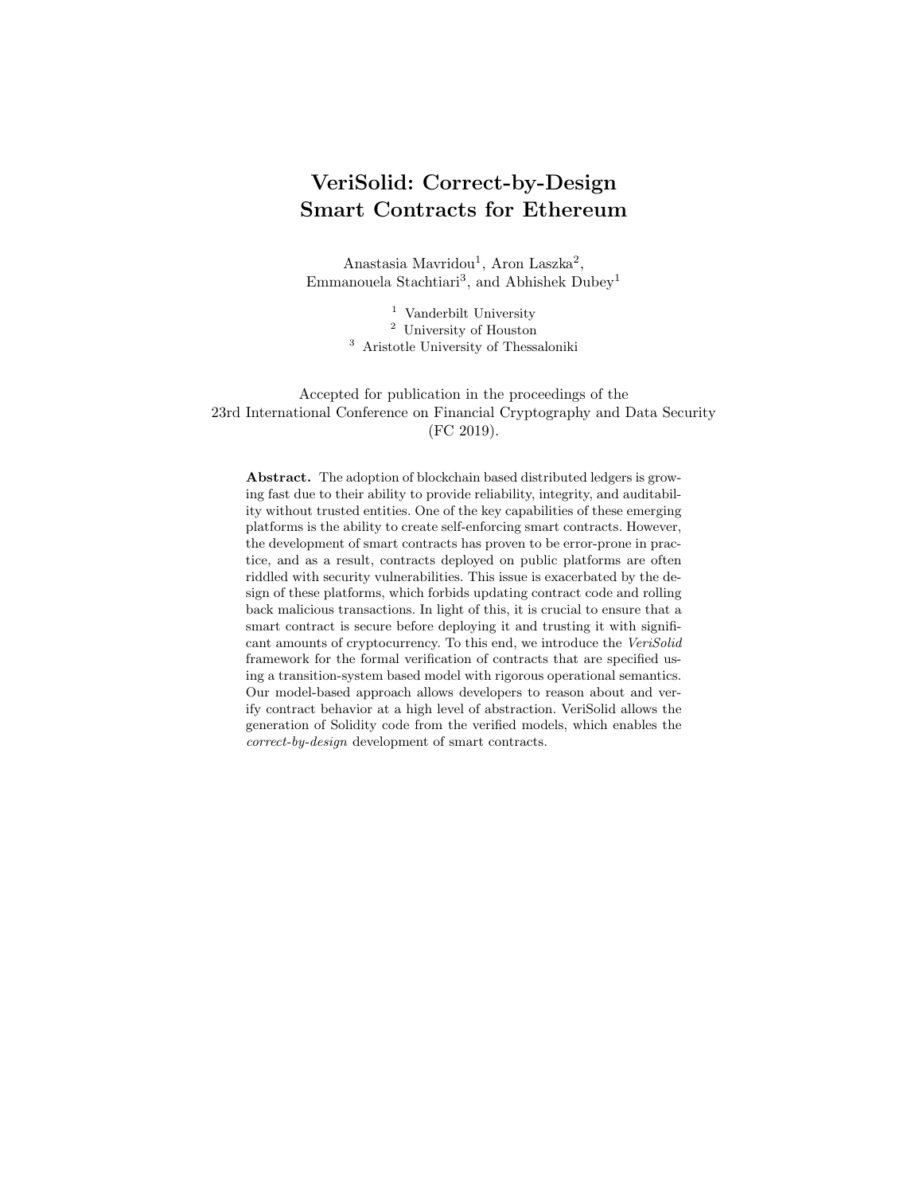# VeriSolid: Correct-by-Design Smart Contracts for Ethereum

Anastasia Mavridou[1], Aron Laszka[2], Emmanouela Stachtiari[3], and Abhishek Dubey[1]

[1] Vanderbilt University
[2] University of Houston
[3] Aristotle University of Thessaloniki

Accepted for publication in the proceedings of the 23rd International Conference on Financial Cryptography and Data Security (FC 2019).

**Abstract.** The adoption of blockchain based distributed ledgers is growing fast due to their ability to provide reliability, integrity, and auditability without trusted entities. One of the key capabilities of these emerging platforms is the ability to create self-enforcing smart contracts. However, the development of smart contracts has proven to be error-prone in practice, and as a result, contracts deployed on public platforms are often riddled with security vulnerabilities. This issue is exacerbated by the design of these platforms, which forbids updating contract code and rolling back malicious transactions. In light of this, it is crucial to ensure that a smart contract is secure before deploying it and trusting it with significant amounts of cryptocurrency. To this end, we introduce the *VeriSolid* framework for the formal verification of contracts that are specified using a transition-system based model with rigorous operational semantics. Our model-based approach allows developers to reason about and verify contract behavior at a high level of abstraction. VeriSolid allows the generation of Solidity code from the verified models, which enables the *correct-by-design* development of smart contracts.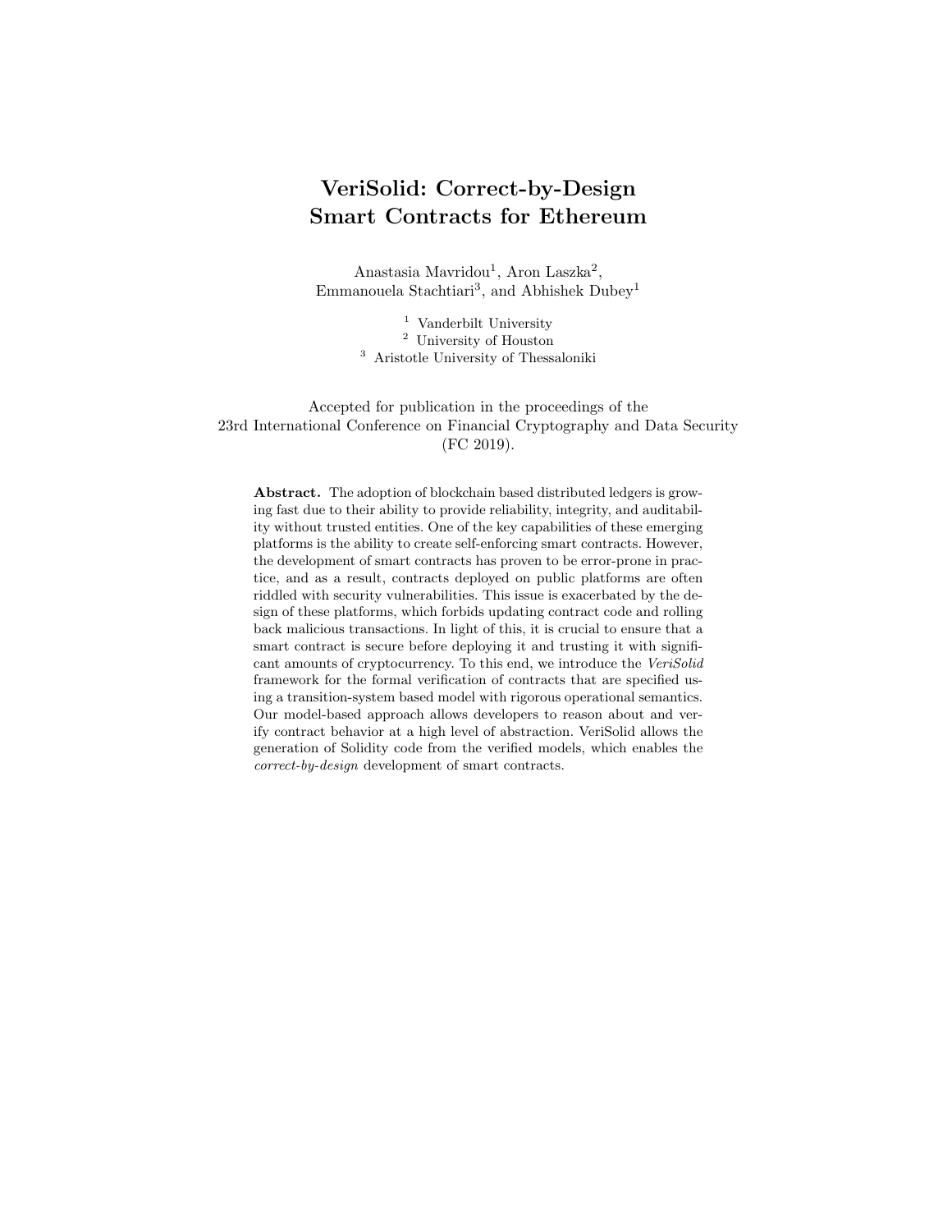# VeriSolid: Correct-by-Design Smart Contracts for Ethereum

Anastasia Mavridou[1], Aron Laszka[2], Emmanouela Stachtiari[3], and Abhishek Dubey[1]

[1] Vanderbilt University
[2] University of Houston
[3] Aristotle University of Thessaloniki

Accepted for publication in the proceedings of the 23rd International Conference on Financial Cryptography and Data Security (FC 2019).

**Abstract.** The adoption of blockchain based distributed ledgers is growing fast due to their ability to provide reliability, integrity, and auditability without trusted entities. One of the key capabilities of these emerging platforms is the ability to create self-enforcing smart contracts. However, the development of smart contracts has proven to be error-prone in practice, and as a result, contracts deployed on public platforms are often riddled with security vulnerabilities. This issue is exacerbated by the design of these platforms, which forbids updating contract code and rolling back malicious transactions. In light of this, it is crucial to ensure that a smart contract is secure before deploying it and trusting it with significant amounts of cryptocurrency. To this end, we introduce the *VeriSolid* framework for the formal verification of contracts that are specified using a transition-system based model with rigorous operational semantics. Our model-based approach allows developers to reason about and verify contract behavior at a high level of abstraction. VeriSolid allows the generation of Solidity code from the verified models, which enables the *correct-by-design* development of smart contracts.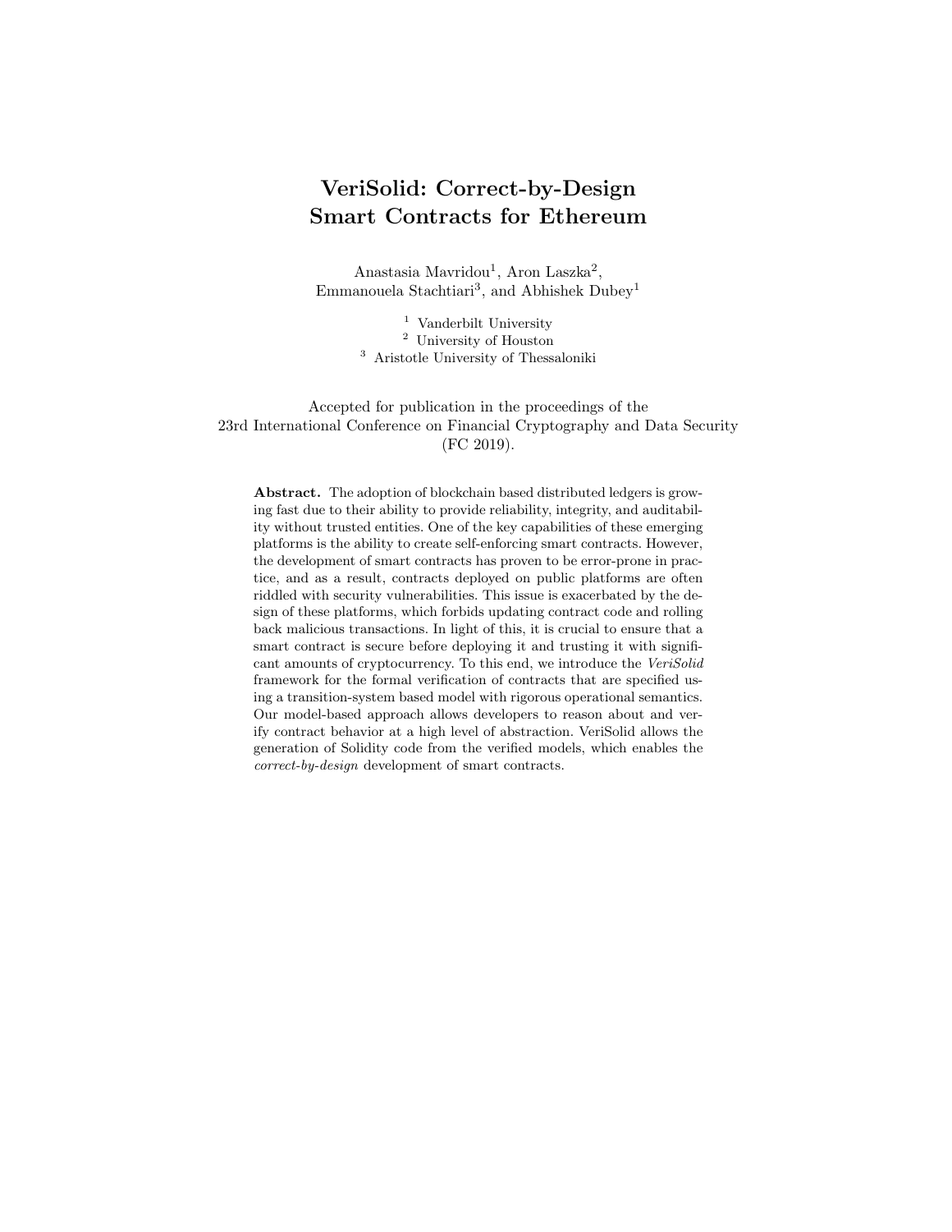# VeriSolid: Correct-by-Design Smart Contracts for Ethereum

Anastasia Mavridou[1], Aron Laszka[2], Emmanouela Stachtiari[3], and Abhishek Dubey[1]

[1] Vanderbilt University
[2] University of Houston
[3] Aristotle University of Thessaloniki

Accepted for publication in the proceedings of the 23rd International Conference on Financial Cryptography and Data Security (FC 2019).

**Abstract.** The adoption of blockchain based distributed ledgers is growing fast due to their ability to provide reliability, integrity, and auditability without trusted entities. One of the key capabilities of these emerging platforms is the ability to create self-enforcing smart contracts. However, the development of smart contracts has proven to be error-prone in practice, and as a result, contracts deployed on public platforms are often riddled with security vulnerabilities. This issue is exacerbated by the design of these platforms, which forbids updating contract code and rolling back malicious transactions. In light of this, it is crucial to ensure that a smart contract is secure before deploying it and trusting it with significant amounts of cryptocurrency. To this end, we introduce the *VeriSolid* framework for the formal verification of contracts that are specified using a transition-system based model with rigorous operational semantics. Our model-based approach allows developers to reason about and verify contract behavior at a high level of abstraction. VeriSolid allows the generation of Solidity code from the verified models, which enables the *correct-by-design* development of smart contracts.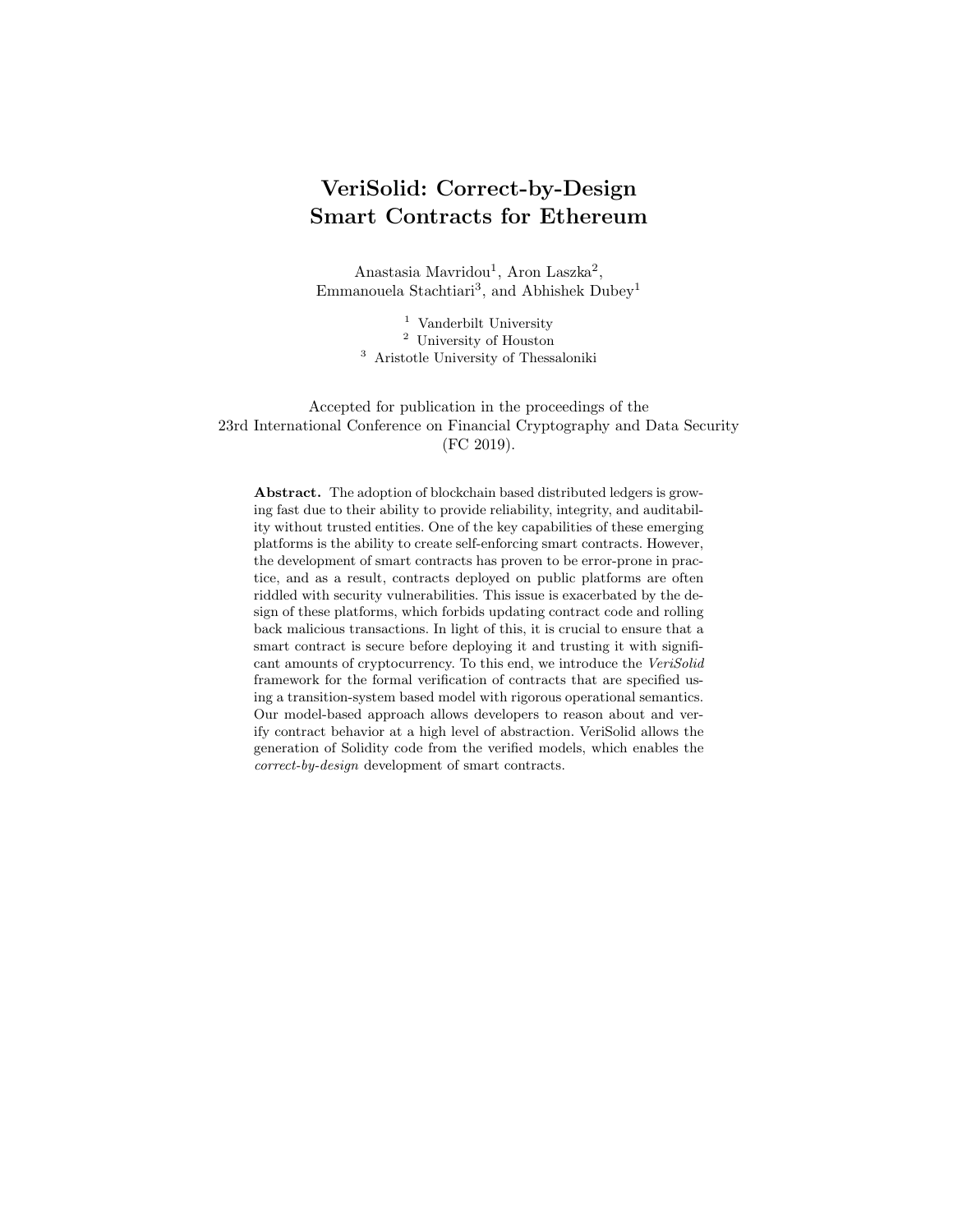# VeriSolid: Correct-by-Design Smart Contracts for Ethereum

Anastasia Mavridou[1], Aron Laszka[2], Emmanouela Stachtiari[3], and Abhishek Dubey[1]

[1] Vanderbilt University
[2] University of Houston
[3] Aristotle University of Thessaloniki

Accepted for publication in the proceedings of the 23rd International Conference on Financial Cryptography and Data Security (FC 2019).

**Abstract.** The adoption of blockchain based distributed ledgers is growing fast due to their ability to provide reliability, integrity, and auditability without trusted entities. One of the key capabilities of these emerging platforms is the ability to create self-enforcing smart contracts. However, the development of smart contracts has proven to be error-prone in practice, and as a result, contracts deployed on public platforms are often riddled with security vulnerabilities. This issue is exacerbated by the design of these platforms, which forbids updating contract code and rolling back malicious transactions. In light of this, it is crucial to ensure that a smart contract is secure before deploying it and trusting it with significant amounts of cryptocurrency. To this end, we introduce the *VeriSolid* framework for the formal verification of contracts that are specified using a transition-system based model with rigorous operational semantics. Our model-based approach allows developers to reason about and verify contract behavior at a high level of abstraction. VeriSolid allows the generation of Solidity code from the verified models, which enables the *correct-by-design* development of smart contracts.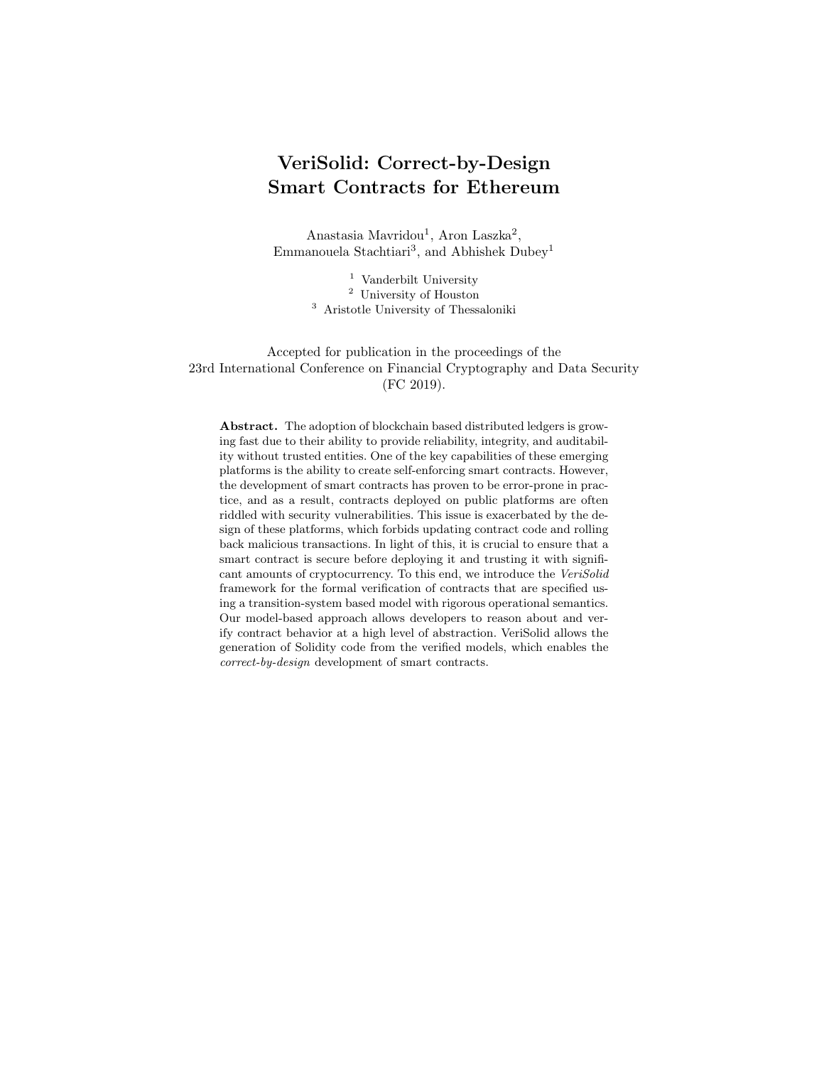# VeriSolid: Correct-by-Design Smart Contracts for Ethereum

Anastasia Mavridou[1], Aron Laszka[2], Emmanouela Stachtiari[3], and Abhishek Dubey[1]

[1] Vanderbilt University
[2] University of Houston
[3] Aristotle University of Thessaloniki

Accepted for publication in the proceedings of the 23rd International Conference on Financial Cryptography and Data Security (FC 2019).

**Abstract.** The adoption of blockchain based distributed ledgers is growing fast due to their ability to provide reliability, integrity, and auditability without trusted entities. One of the key capabilities of these emerging platforms is the ability to create self-enforcing smart contracts. However, the development of smart contracts has proven to be error-prone in practice, and as a result, contracts deployed on public platforms are often riddled with security vulnerabilities. This issue is exacerbated by the design of these platforms, which forbids updating contract code and rolling back malicious transactions. In light of this, it is crucial to ensure that a smart contract is secure before deploying it and trusting it with significant amounts of cryptocurrency. To this end, we introduce the *VeriSolid* framework for the formal verification of contracts that are specified using a transition-system based model with rigorous operational semantics. Our model-based approach allows developers to reason about and verify contract behavior at a high level of abstraction. VeriSolid allows the generation of Solidity code from the verified models, which enables the *correct-by-design* development of smart contracts.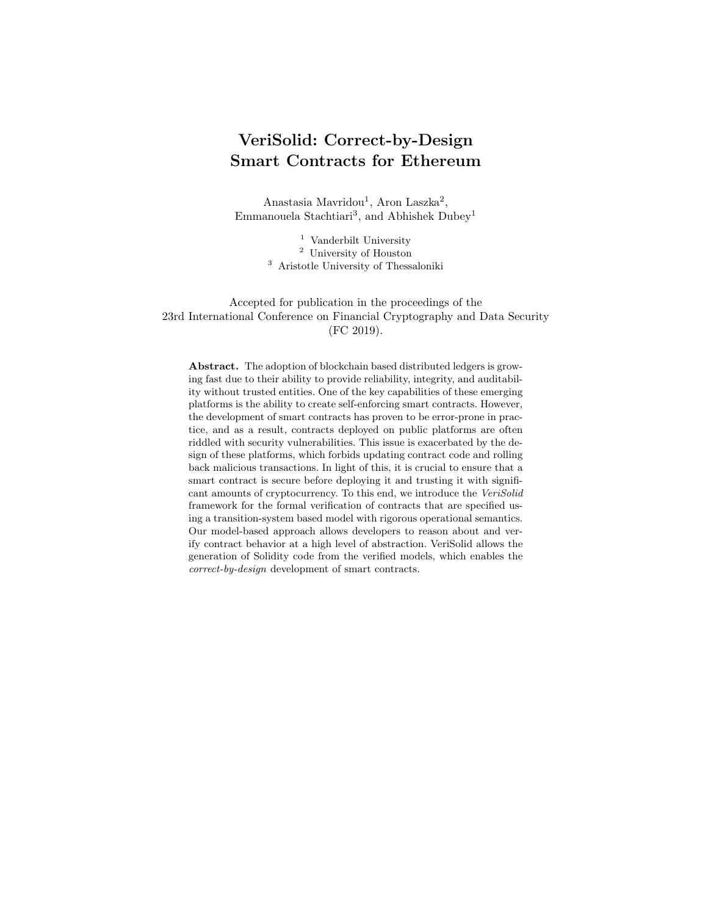# VeriSolid: Correct-by-Design Smart Contracts for Ethereum

Anastasia Mavridou[1], Aron Laszka[2], Emmanouela Stachtiari[3], and Abhishek Dubey[1]

[1] Vanderbilt University
[2] University of Houston
[3] Aristotle University of Thessaloniki

Accepted for publication in the proceedings of the 23rd International Conference on Financial Cryptography and Data Security (FC 2019).

**Abstract.** The adoption of blockchain based distributed ledgers is growing fast due to their ability to provide reliability, integrity, and auditability without trusted entities. One of the key capabilities of these emerging platforms is the ability to create self-enforcing smart contracts. However, the development of smart contracts has proven to be error-prone in practice, and as a result, contracts deployed on public platforms are often riddled with security vulnerabilities. This issue is exacerbated by the design of these platforms, which forbids updating contract code and rolling back malicious transactions. In light of this, it is crucial to ensure that a smart contract is secure before deploying it and trusting it with significant amounts of cryptocurrency. To this end, we introduce the *VeriSolid* framework for the formal verification of contracts that are specified using a transition-system based model with rigorous operational semantics. Our model-based approach allows developers to reason about and verify contract behavior at a high level of abstraction. VeriSolid allows the generation of Solidity code from the verified models, which enables the *correct-by-design* development of smart contracts.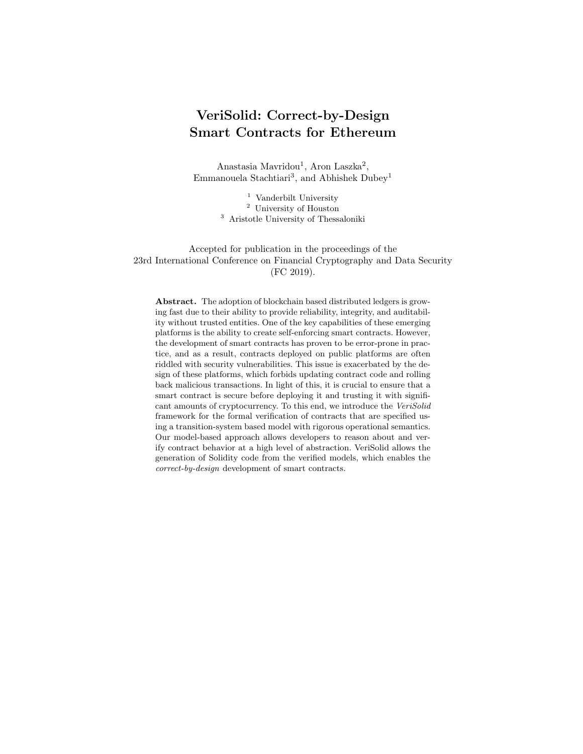# VeriSolid: Correct-by-Design Smart Contracts for Ethereum

Anastasia Mavridou[1], Aron Laszka[2], Emmanouela Stachtiari[3], and Abhishek Dubey[1]

[1] Vanderbilt University
[2] University of Houston
[3] Aristotle University of Thessaloniki

Accepted for publication in the proceedings of the
23rd International Conference on Financial Cryptography and Data Security
(FC 2019).

**Abstract.** The adoption of blockchain based distributed ledgers is growing fast due to their ability to provide reliability, integrity, and auditability without trusted entities. One of the key capabilities of these emerging platforms is the ability to create self-enforcing smart contracts. However, the development of smart contracts has proven to be error-prone in practice, and as a result, contracts deployed on public platforms are often riddled with security vulnerabilities. This issue is exacerbated by the design of these platforms, which forbids updating contract code and rolling back malicious transactions. In light of this, it is crucial to ensure that a smart contract is secure before deploying it and trusting it with significant amounts of cryptocurrency. To this end, we introduce the *VeriSolid* framework for the formal verification of contracts that are specified using a transition-system based model with rigorous operational semantics. Our model-based approach allows developers to reason about and verify contract behavior at a high level of abstraction. VeriSolid allows the generation of Solidity code from the verified models, which enables the *correct-by-design* development of smart contracts.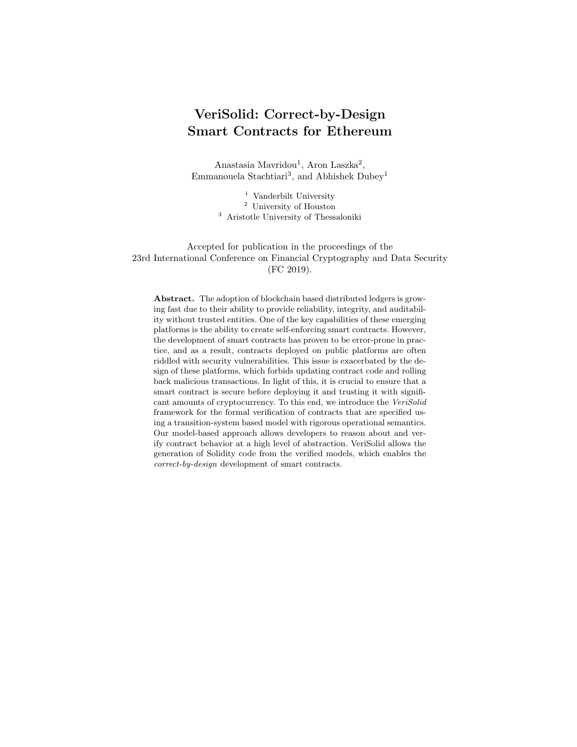# VeriSolid: Correct-by-Design Smart Contracts for Ethereum

Anastasia Mavridou[1], Aron Laszka[2], Emmanouela Stachtiari[3], and Abhishek Dubey[1]

[1] Vanderbilt University
[2] University of Houston
[3] Aristotle University of Thessaloniki

Accepted for publication in the proceedings of the 23rd International Conference on Financial Cryptography and Data Security (FC 2019).

**Abstract.** The adoption of blockchain based distributed ledgers is growing fast due to their ability to provide reliability, integrity, and auditability without trusted entities. One of the key capabilities of these emerging platforms is the ability to create self-enforcing smart contracts. However, the development of smart contracts has proven to be error-prone in practice, and as a result, contracts deployed on public platforms are often riddled with security vulnerabilities. This issue is exacerbated by the design of these platforms, which forbids updating contract code and rolling back malicious transactions. In light of this, it is crucial to ensure that a smart contract is secure before deploying it and trusting it with significant amounts of cryptocurrency. To this end, we introduce the *VeriSolid* framework for the formal verification of contracts that are specified using a transition-system based model with rigorous operational semantics. Our model-based approach allows developers to reason about and verify contract behavior at a high level of abstraction. VeriSolid allows the generation of Solidity code from the verified models, which enables the *correct-by-design* development of smart contracts.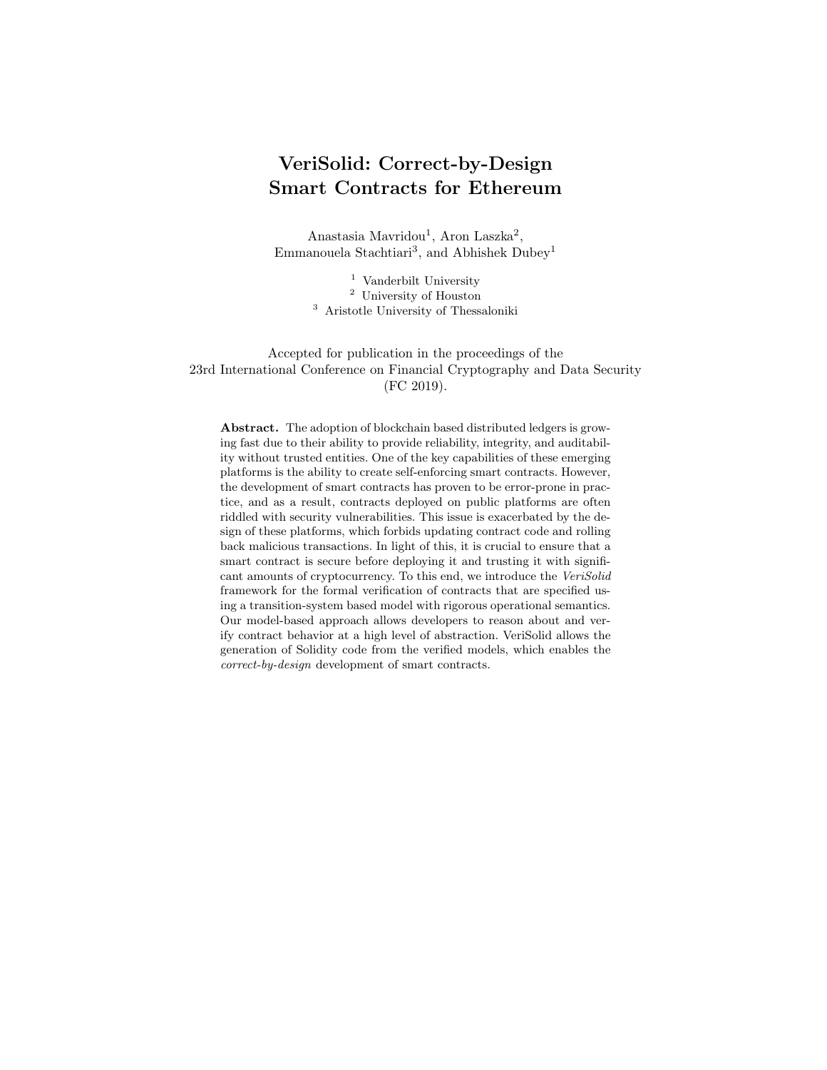# VeriSolid: Correct-by-Design Smart Contracts for Ethereum

Anastasia Mavridou[1], Aron Laszka[2], Emmanouela Stachtiari[3], and Abhishek Dubey[1]

[1] Vanderbilt University
[2] University of Houston
[3] Aristotle University of Thessaloniki

Accepted for publication in the proceedings of the 23rd International Conference on Financial Cryptography and Data Security (FC 2019).

**Abstract.** The adoption of blockchain based distributed ledgers is growing fast due to their ability to provide reliability, integrity, and auditability without trusted entities. One of the key capabilities of these emerging platforms is the ability to create self-enforcing smart contracts. However, the development of smart contracts has proven to be error-prone in practice, and as a result, contracts deployed on public platforms are often riddled with security vulnerabilities. This issue is exacerbated by the design of these platforms, which forbids updating contract code and rolling back malicious transactions. In light of this, it is crucial to ensure that a smart contract is secure before deploying it and trusting it with significant amounts of cryptocurrency. To this end, we introduce the *VeriSolid* framework for the formal verification of contracts that are specified using a transition-system based model with rigorous operational semantics. Our model-based approach allows developers to reason about and verify contract behavior at a high level of abstraction. VeriSolid allows the generation of Solidity code from the verified models, which enables the *correct-by-design* development of smart contracts.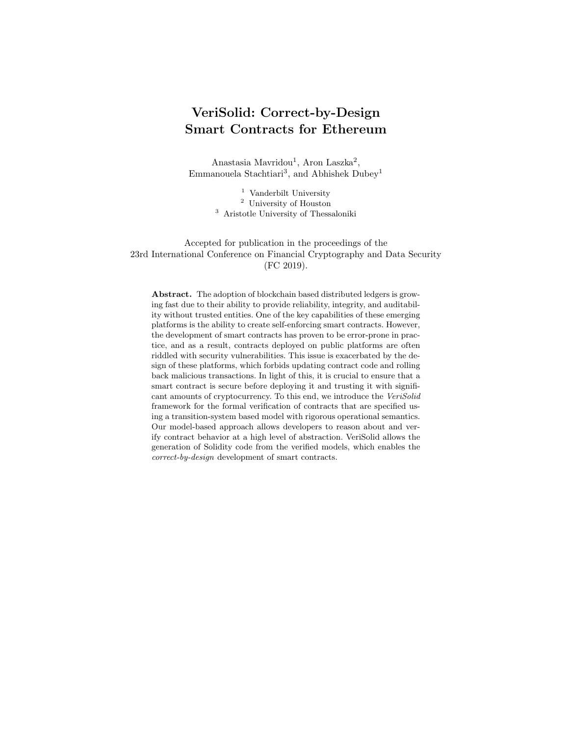# VeriSolid: Correct-by-Design Smart Contracts for Ethereum

Anastasia Mavridou[1], Aron Laszka[2], Emmanouela Stachtiari[3], and Abhishek Dubey[1]

[1] Vanderbilt University
[2] University of Houston
[3] Aristotle University of Thessaloniki

Accepted for publication in the proceedings of the 23rd International Conference on Financial Cryptography and Data Security (FC 2019).

**Abstract.** The adoption of blockchain based distributed ledgers is growing fast due to their ability to provide reliability, integrity, and auditability without trusted entities. One of the key capabilities of these emerging platforms is the ability to create self-enforcing smart contracts. However, the development of smart contracts has proven to be error-prone in practice, and as a result, contracts deployed on public platforms are often riddled with security vulnerabilities. This issue is exacerbated by the design of these platforms, which forbids updating contract code and rolling back malicious transactions. In light of this, it is crucial to ensure that a smart contract is secure before deploying it and trusting it with significant amounts of cryptocurrency. To this end, we introduce the *VeriSolid* framework for the formal verification of contracts that are specified using a transition-system based model with rigorous operational semantics. Our model-based approach allows developers to reason about and verify contract behavior at a high level of abstraction. VeriSolid allows the generation of Solidity code from the verified models, which enables the *correct-by-design* development of smart contracts.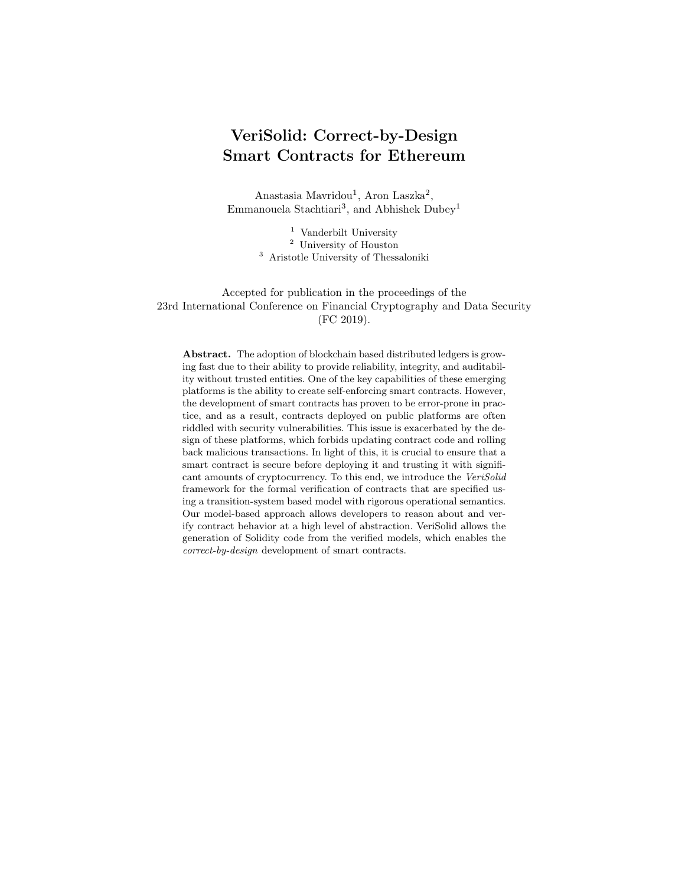# VeriSolid: Correct-by-Design Smart Contracts for Ethereum

Anastasia Mavridou[1], Aron Laszka[2], Emmanouela Stachtiari[3], and Abhishek Dubey[1]

[1] Vanderbilt University
[2] University of Houston
[3] Aristotle University of Thessaloniki

Accepted for publication in the proceedings of the 23rd International Conference on Financial Cryptography and Data Security (FC 2019).

**Abstract.** The adoption of blockchain based distributed ledgers is growing fast due to their ability to provide reliability, integrity, and auditability without trusted entities. One of the key capabilities of these emerging platforms is the ability to create self-enforcing smart contracts. However, the development of smart contracts has proven to be error-prone in practice, and as a result, contracts deployed on public platforms are often riddled with security vulnerabilities. This issue is exacerbated by the design of these platforms, which forbids updating contract code and rolling back malicious transactions. In light of this, it is crucial to ensure that a smart contract is secure before deploying it and trusting it with significant amounts of cryptocurrency. To this end, we introduce the *VeriSolid* framework for the formal verification of contracts that are specified using a transition-system based model with rigorous operational semantics. Our model-based approach allows developers to reason about and verify contract behavior at a high level of abstraction. VeriSolid allows the generation of Solidity code from the verified models, which enables the *correct-by-design* development of smart contracts.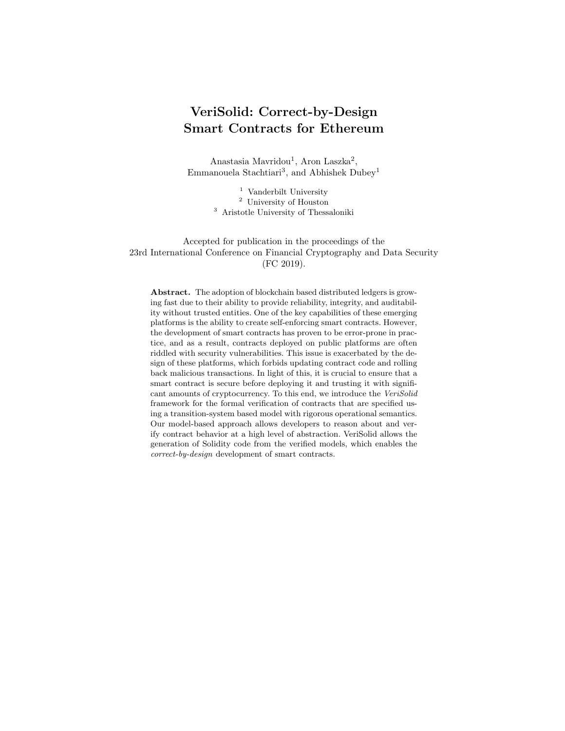# VeriSolid: Correct-by-Design Smart Contracts for Ethereum

Anastasia Mavridou[1], Aron Laszka[2], Emmanouela Stachtiari[3], and Abhishek Dubey[1]

[1] Vanderbilt University
[2] University of Houston
[3] Aristotle University of Thessaloniki

Accepted for publication in the proceedings of the 23rd International Conference on Financial Cryptography and Data Security (FC 2019).

**Abstract.** The adoption of blockchain based distributed ledgers is growing fast due to their ability to provide reliability, integrity, and auditability without trusted entities. One of the key capabilities of these emerging platforms is the ability to create self-enforcing smart contracts. However, the development of smart contracts has proven to be error-prone in practice, and as a result, contracts deployed on public platforms are often riddled with security vulnerabilities. This issue is exacerbated by the design of these platforms, which forbids updating contract code and rolling back malicious transactions. In light of this, it is crucial to ensure that a smart contract is secure before deploying it and trusting it with significant amounts of cryptocurrency. To this end, we introduce the *VeriSolid* framework for the formal verification of contracts that are specified using a transition-system based model with rigorous operational semantics. Our model-based approach allows developers to reason about and verify contract behavior at a high level of abstraction. VeriSolid allows the generation of Solidity code from the verified models, which enables the *correct-by-design* development of smart contracts.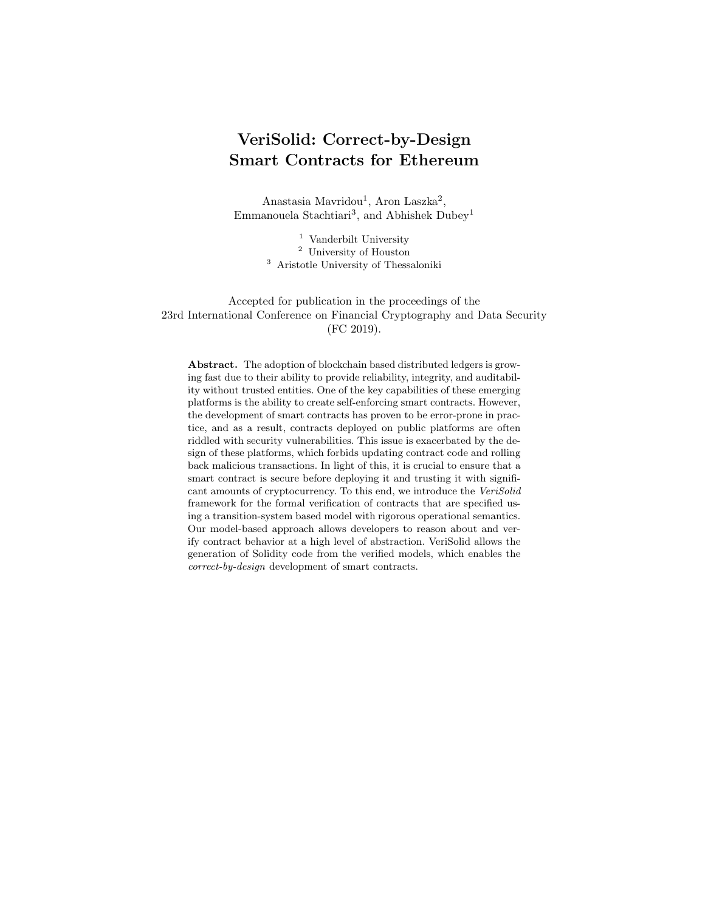# VeriSolid: Correct-by-Design Smart Contracts for Ethereum

Anastasia Mavridou[1], Aron Laszka[2], Emmanouela Stachtiari[3], and Abhishek Dubey[1]

[1] Vanderbilt University
[2] University of Houston
[3] Aristotle University of Thessaloniki

Accepted for publication in the proceedings of the 23rd International Conference on Financial Cryptography and Data Security (FC 2019).

**Abstract.** The adoption of blockchain based distributed ledgers is growing fast due to their ability to provide reliability, integrity, and auditability without trusted entities. One of the key capabilities of these emerging platforms is the ability to create self-enforcing smart contracts. However, the development of smart contracts has proven to be error-prone in practice, and as a result, contracts deployed on public platforms are often riddled with security vulnerabilities. This issue is exacerbated by the design of these platforms, which forbids updating contract code and rolling back malicious transactions. In light of this, it is crucial to ensure that a smart contract is secure before deploying it and trusting it with significant amounts of cryptocurrency. To this end, we introduce the *VeriSolid* framework for the formal verification of contracts that are specified using a transition-system based model with rigorous operational semantics. Our model-based approach allows developers to reason about and verify contract behavior at a high level of abstraction. VeriSolid allows the generation of Solidity code from the verified models, which enables the *correct-by-design* development of smart contracts.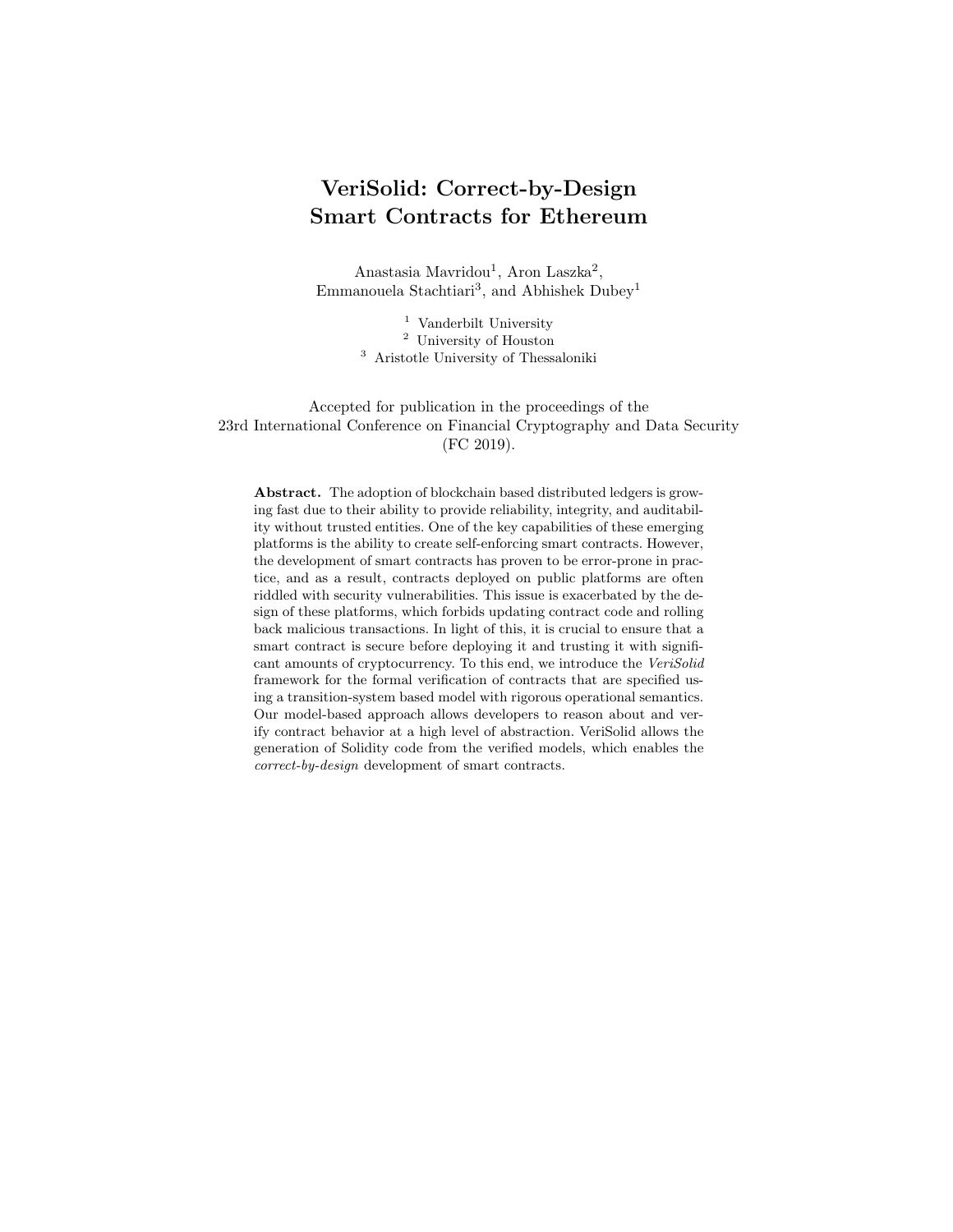# VeriSolid: Correct-by-Design Smart Contracts for Ethereum

Anastasia Mavridou[1], Aron Laszka[2], Emmanouela Stachtiari[3], and Abhishek Dubey[1]

[1] Vanderbilt University
[2] University of Houston
[3] Aristotle University of Thessaloniki

Accepted for publication in the proceedings of the 23rd International Conference on Financial Cryptography and Data Security (FC 2019).

**Abstract.** The adoption of blockchain based distributed ledgers is growing fast due to their ability to provide reliability, integrity, and auditability without trusted entities. One of the key capabilities of these emerging platforms is the ability to create self-enforcing smart contracts. However, the development of smart contracts has proven to be error-prone in practice, and as a result, contracts deployed on public platforms are often riddled with security vulnerabilities. This issue is exacerbated by the design of these platforms, which forbids updating contract code and rolling back malicious transactions. In light of this, it is crucial to ensure that a smart contract is secure before deploying it and trusting it with significant amounts of cryptocurrency. To this end, we introduce the *VeriSolid* framework for the formal verification of contracts that are specified using a transition-system based model with rigorous operational semantics. Our model-based approach allows developers to reason about and verify contract behavior at a high level of abstraction. VeriSolid allows the generation of Solidity code from the verified models, which enables the *correct-by-design* development of smart contracts.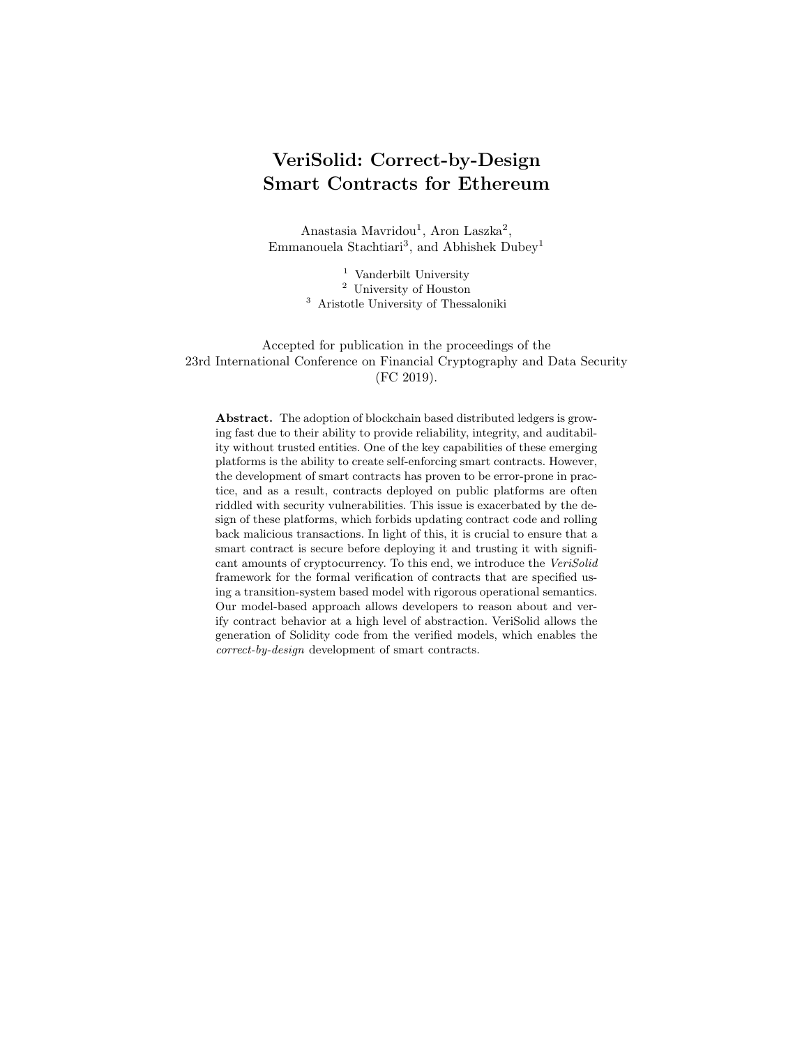# VeriSolid: Correct-by-Design Smart Contracts for Ethereum

Anastasia Mavridou[1], Aron Laszka[2], Emmanouela Stachtiari[3], and Abhishek Dubey[1]

[1] Vanderbilt University
[2] University of Houston
[3] Aristotle University of Thessaloniki

Accepted for publication in the proceedings of the
23rd International Conference on Financial Cryptography and Data Security
(FC 2019).

**Abstract.** The adoption of blockchain based distributed ledgers is growing fast due to their ability to provide reliability, integrity, and auditability without trusted entities. One of the key capabilities of these emerging platforms is the ability to create self-enforcing smart contracts. However, the development of smart contracts has proven to be error-prone in practice, and as a result, contracts deployed on public platforms are often riddled with security vulnerabilities. This issue is exacerbated by the design of these platforms, which forbids updating contract code and rolling back malicious transactions. In light of this, it is crucial to ensure that a smart contract is secure before deploying it and trusting it with significant amounts of cryptocurrency. To this end, we introduce the *VeriSolid* framework for the formal verification of contracts that are specified using a transition-system based model with rigorous operational semantics. Our model-based approach allows developers to reason about and verify contract behavior at a high level of abstraction. VeriSolid allows the generation of Solidity code from the verified models, which enables the *correct-by-design* development of smart contracts.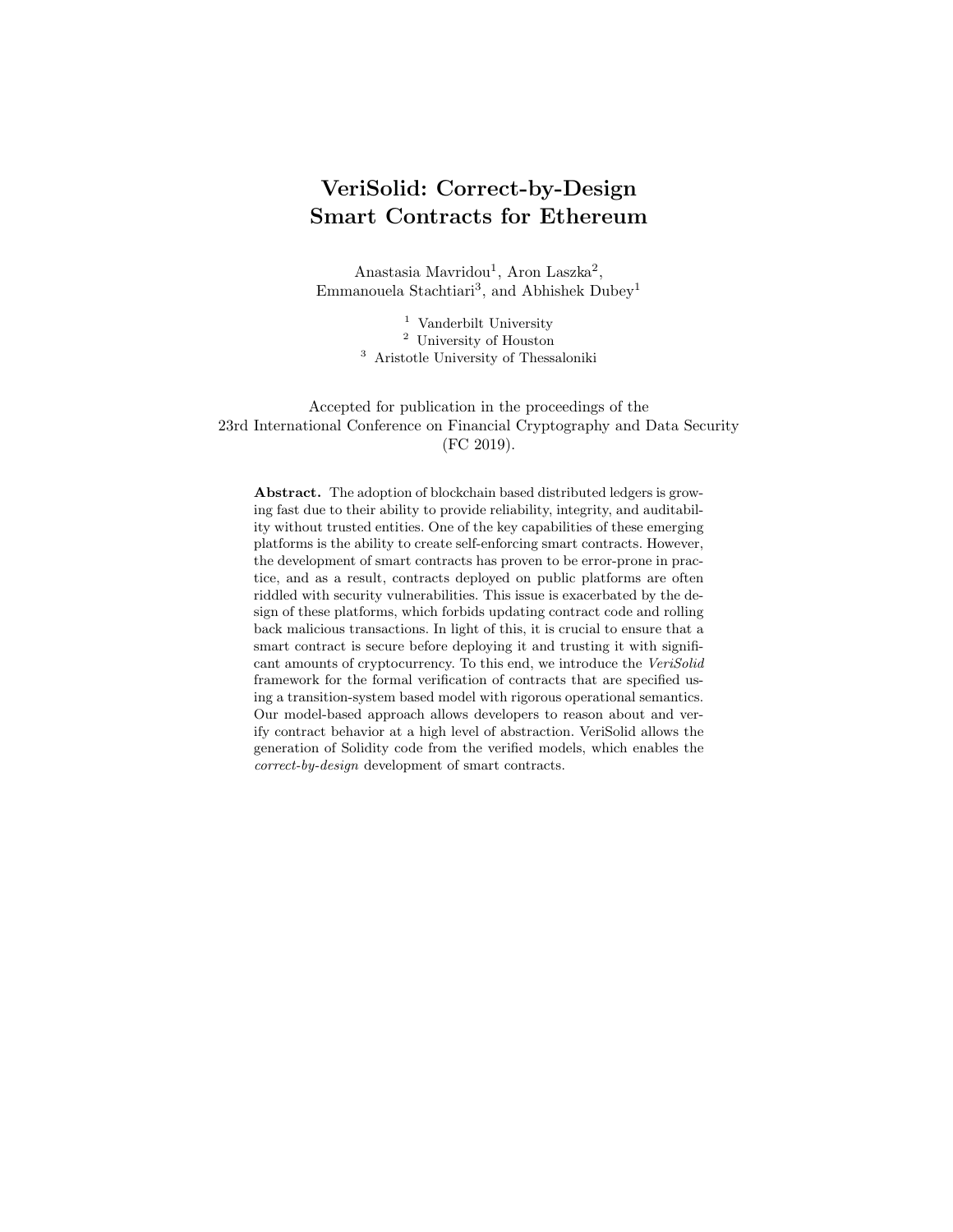# VeriSolid: Correct-by-Design Smart Contracts for Ethereum

Anastasia Mavridou[1], Aron Laszka[2], Emmanouela Stachtiari[3], and Abhishek Dubey[1]

[1] Vanderbilt University
[2] University of Houston
[3] Aristotle University of Thessaloniki

Accepted for publication in the proceedings of the 23rd International Conference on Financial Cryptography and Data Security (FC 2019).

**Abstract.** The adoption of blockchain based distributed ledgers is growing fast due to their ability to provide reliability, integrity, and auditability without trusted entities. One of the key capabilities of these emerging platforms is the ability to create self-enforcing smart contracts. However, the development of smart contracts has proven to be error-prone in practice, and as a result, contracts deployed on public platforms are often riddled with security vulnerabilities. This issue is exacerbated by the design of these platforms, which forbids updating contract code and rolling back malicious transactions. In light of this, it is crucial to ensure that a smart contract is secure before deploying it and trusting it with significant amounts of cryptocurrency. To this end, we introduce the *VeriSolid* framework for the formal verification of contracts that are specified using a transition-system based model with rigorous operational semantics. Our model-based approach allows developers to reason about and verify contract behavior at a high level of abstraction. VeriSolid allows the generation of Solidity code from the verified models, which enables the *correct-by-design* development of smart contracts.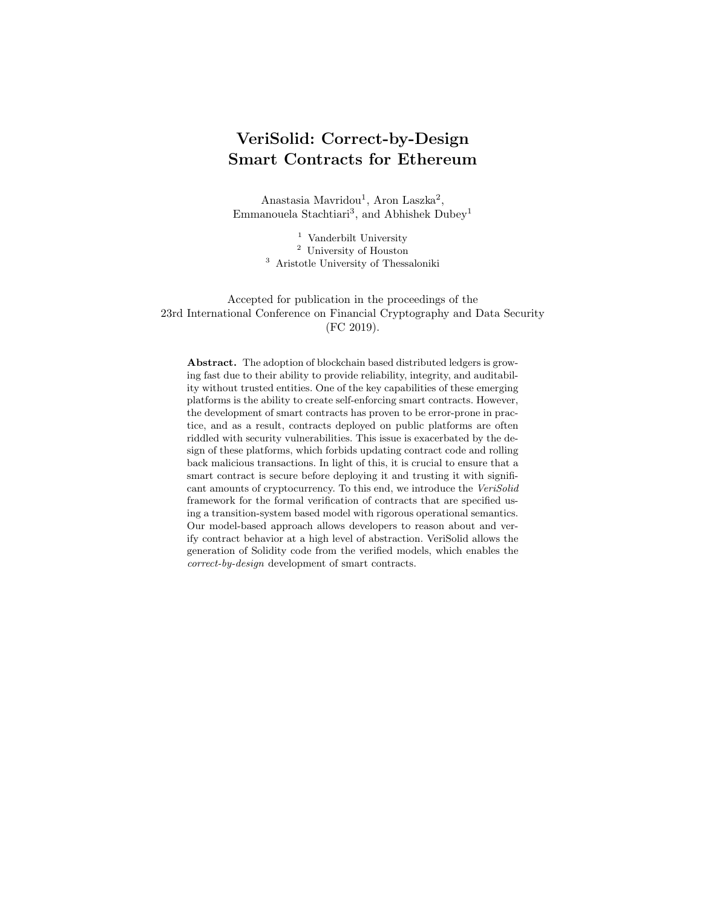# VeriSolid: Correct-by-Design Smart Contracts for Ethereum

Anastasia Mavridou[1], Aron Laszka[2], Emmanouela Stachtiari[3], and Abhishek Dubey[1]

[1] Vanderbilt University
[2] University of Houston
[3] Aristotle University of Thessaloniki

Accepted for publication in the proceedings of the 23rd International Conference on Financial Cryptography and Data Security (FC 2019).

**Abstract.** The adoption of blockchain based distributed ledgers is growing fast due to their ability to provide reliability, integrity, and auditability without trusted entities. One of the key capabilities of these emerging platforms is the ability to create self-enforcing smart contracts. However, the development of smart contracts has proven to be error-prone in practice, and as a result, contracts deployed on public platforms are often riddled with security vulnerabilities. This issue is exacerbated by the design of these platforms, which forbids updating contract code and rolling back malicious transactions. In light of this, it is crucial to ensure that a smart contract is secure before deploying it and trusting it with significant amounts of cryptocurrency. To this end, we introduce the *VeriSolid* framework for the formal verification of contracts that are specified using a transition-system based model with rigorous operational semantics. Our model-based approach allows developers to reason about and verify contract behavior at a high level of abstraction. VeriSolid allows the generation of Solidity code from the verified models, which enables the *correct-by-design* development of smart contracts.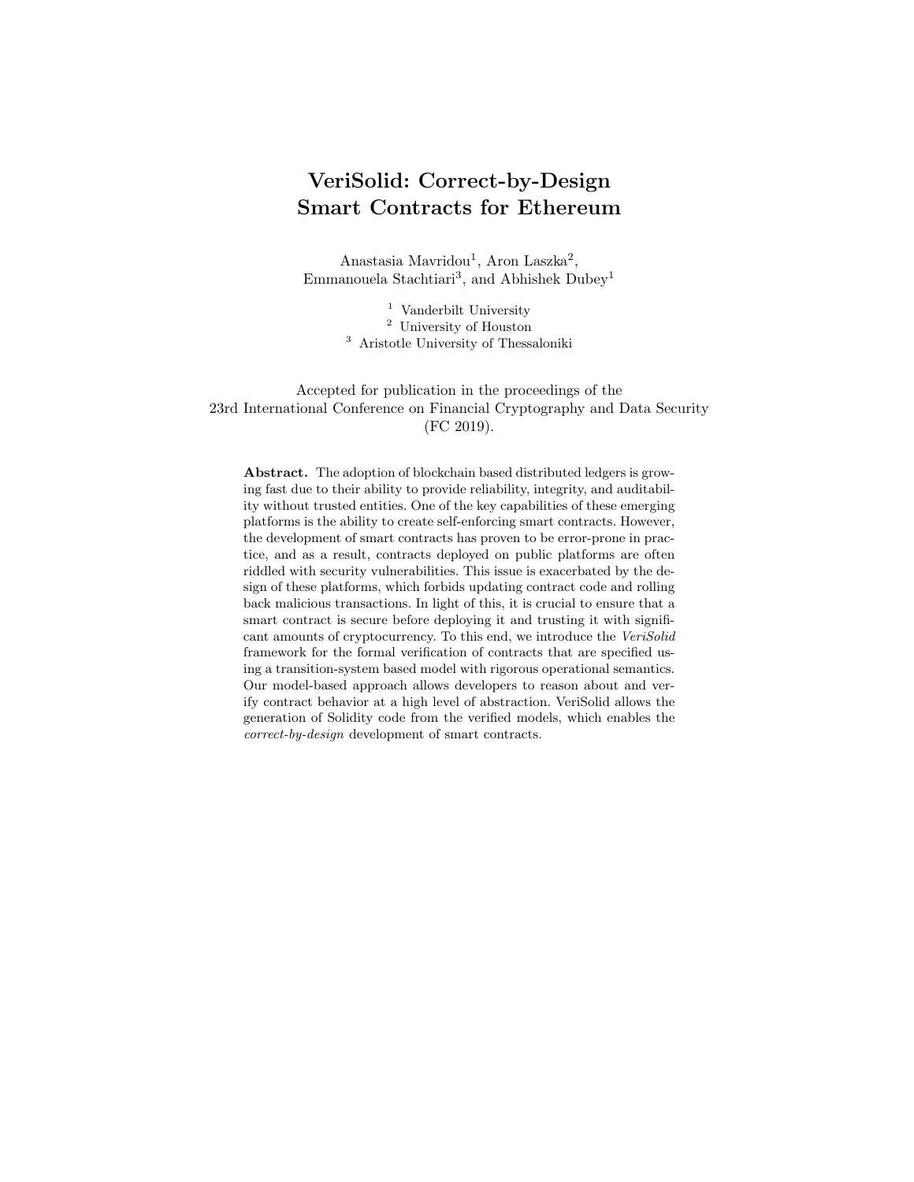# VeriSolid: Correct-by-Design Smart Contracts for Ethereum

Anastasia Mavridou[1], Aron Laszka[2], Emmanouela Stachtiari[3], and Abhishek Dubey[1]

[1] Vanderbilt University
[2] University of Houston
[3] Aristotle University of Thessaloniki

Accepted for publication in the proceedings of the
23rd International Conference on Financial Cryptography and Data Security
(FC 2019).

**Abstract.** The adoption of blockchain based distributed ledgers is growing fast due to their ability to provide reliability, integrity, and auditability without trusted entities. One of the key capabilities of these emerging platforms is the ability to create self-enforcing smart contracts. However, the development of smart contracts has proven to be error-prone in practice, and as a result, contracts deployed on public platforms are often riddled with security vulnerabilities. This issue is exacerbated by the design of these platforms, which forbids updating contract code and rolling back malicious transactions. In light of this, it is crucial to ensure that a smart contract is secure before deploying it and trusting it with significant amounts of cryptocurrency. To this end, we introduce the *VeriSolid* framework for the formal verification of contracts that are specified using a transition-system based model with rigorous operational semantics. Our model-based approach allows developers to reason about and verify contract behavior at a high level of abstraction. VeriSolid allows the generation of Solidity code from the verified models, which enables the *correct-by-design* development of smart contracts.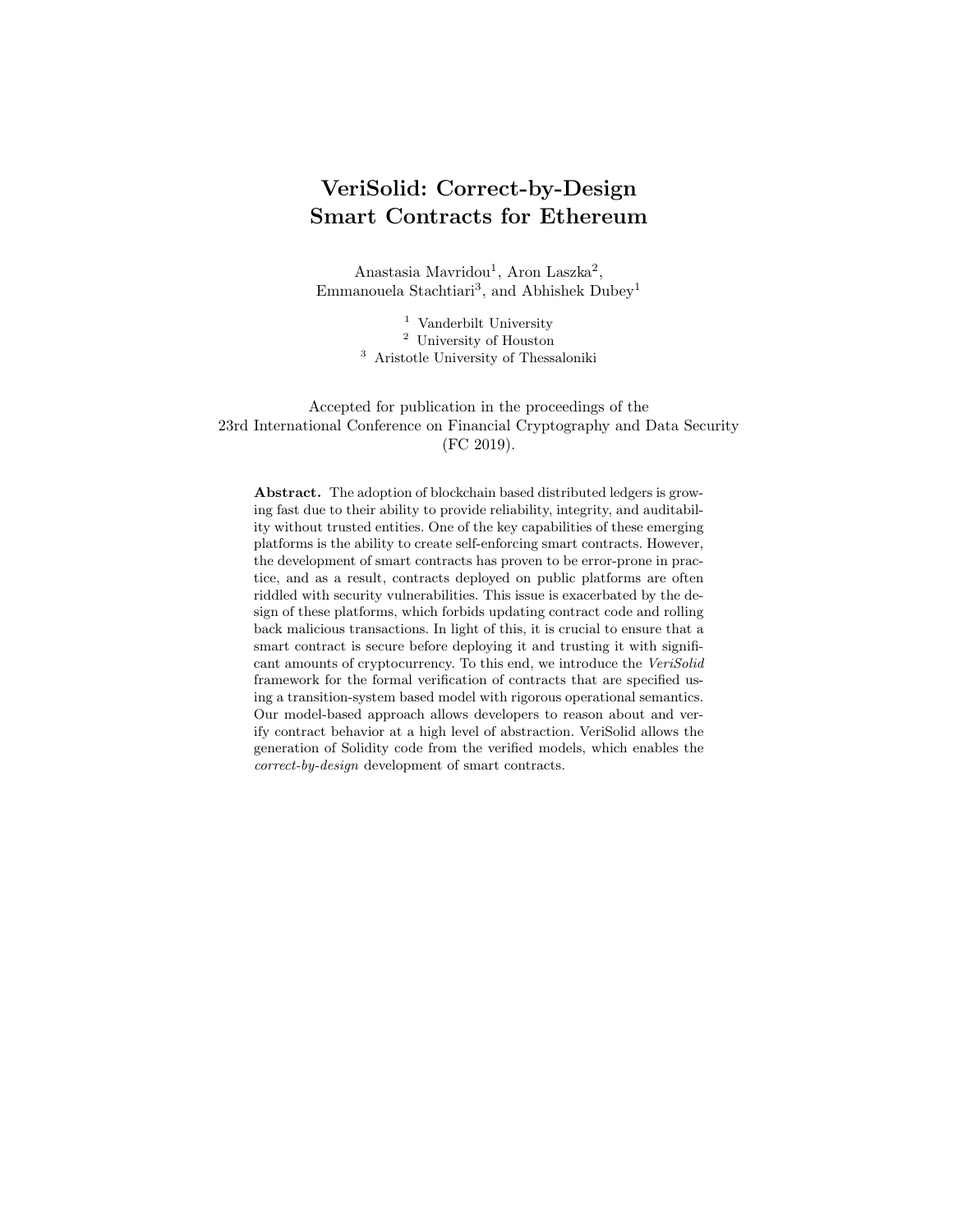# VeriSolid: Correct-by-Design Smart Contracts for Ethereum

Anastasia Mavridou[1], Aron Laszka[2], Emmanouela Stachtiari[3], and Abhishek Dubey[1]

[1] Vanderbilt University
[2] University of Houston
[3] Aristotle University of Thessaloniki

Accepted for publication in the proceedings of the 23rd International Conference on Financial Cryptography and Data Security (FC 2019).

**Abstract.** The adoption of blockchain based distributed ledgers is growing fast due to their ability to provide reliability, integrity, and auditability without trusted entities. One of the key capabilities of these emerging platforms is the ability to create self-enforcing smart contracts. However, the development of smart contracts has proven to be error-prone in practice, and as a result, contracts deployed on public platforms are often riddled with security vulnerabilities. This issue is exacerbated by the design of these platforms, which forbids updating contract code and rolling back malicious transactions. In light of this, it is crucial to ensure that a smart contract is secure before deploying it and trusting it with significant amounts of cryptocurrency. To this end, we introduce the *VeriSolid* framework for the formal verification of contracts that are specified using a transition-system based model with rigorous operational semantics. Our model-based approach allows developers to reason about and verify contract behavior at a high level of abstraction. VeriSolid allows the generation of Solidity code from the verified models, which enables the *correct-by-design* development of smart contracts.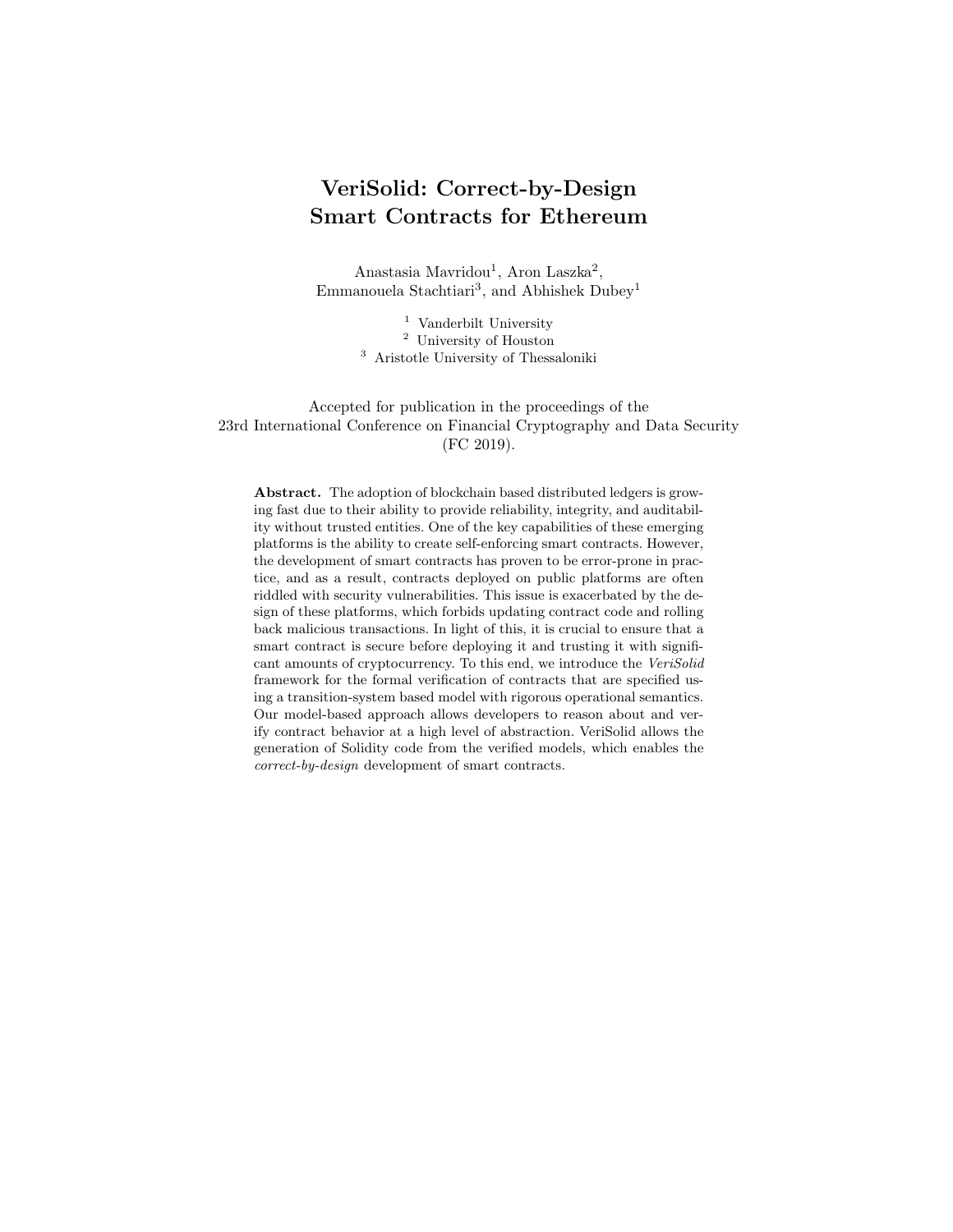# VeriSolid: Correct-by-Design Smart Contracts for Ethereum

Anastasia Mavridou[1], Aron Laszka[2], Emmanouela Stachtiari[3], and Abhishek Dubey[1]

[1] Vanderbilt University
[2] University of Houston
[3] Aristotle University of Thessaloniki

Accepted for publication in the proceedings of the 23rd International Conference on Financial Cryptography and Data Security (FC 2019).

**Abstract.** The adoption of blockchain based distributed ledgers is growing fast due to their ability to provide reliability, integrity, and auditability without trusted entities. One of the key capabilities of these emerging platforms is the ability to create self-enforcing smart contracts. However, the development of smart contracts has proven to be error-prone in practice, and as a result, contracts deployed on public platforms are often riddled with security vulnerabilities. This issue is exacerbated by the design of these platforms, which forbids updating contract code and rolling back malicious transactions. In light of this, it is crucial to ensure that a smart contract is secure before deploying it and trusting it with significant amounts of cryptocurrency. To this end, we introduce the *VeriSolid* framework for the formal verification of contracts that are specified using a transition-system based model with rigorous operational semantics. Our model-based approach allows developers to reason about and verify contract behavior at a high level of abstraction. VeriSolid allows the generation of Solidity code from the verified models, which enables the *correct-by-design* development of smart contracts.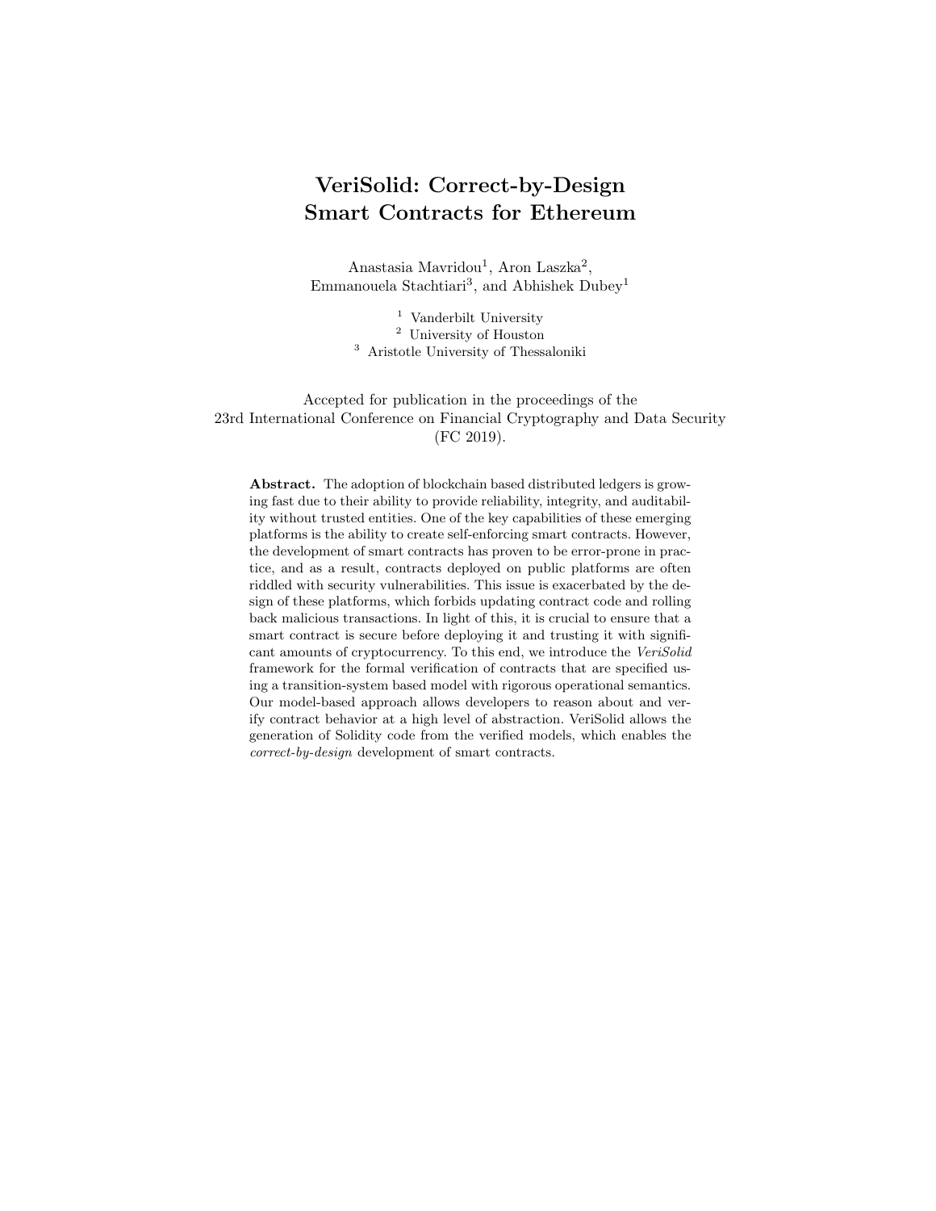# VeriSolid: Correct-by-Design Smart Contracts for Ethereum

Anastasia Mavridou[1], Aron Laszka[2], Emmanouela Stachtiari[3], and Abhishek Dubey[1]

[1] Vanderbilt University
[2] University of Houston
[3] Aristotle University of Thessaloniki

Accepted for publication in the proceedings of the 23rd International Conference on Financial Cryptography and Data Security (FC 2019).

**Abstract.** The adoption of blockchain based distributed ledgers is growing fast due to their ability to provide reliability, integrity, and auditability without trusted entities. One of the key capabilities of these emerging platforms is the ability to create self-enforcing smart contracts. However, the development of smart contracts has proven to be error-prone in practice, and as a result, contracts deployed on public platforms are often riddled with security vulnerabilities. This issue is exacerbated by the design of these platforms, which forbids updating contract code and rolling back malicious transactions. In light of this, it is crucial to ensure that a smart contract is secure before deploying it and trusting it with significant amounts of cryptocurrency. To this end, we introduce the *VeriSolid* framework for the formal verification of contracts that are specified using a transition-system based model with rigorous operational semantics. Our model-based approach allows developers to reason about and verify contract behavior at a high level of abstraction. VeriSolid allows the generation of Solidity code from the verified models, which enables the *correct-by-design* development of smart contracts.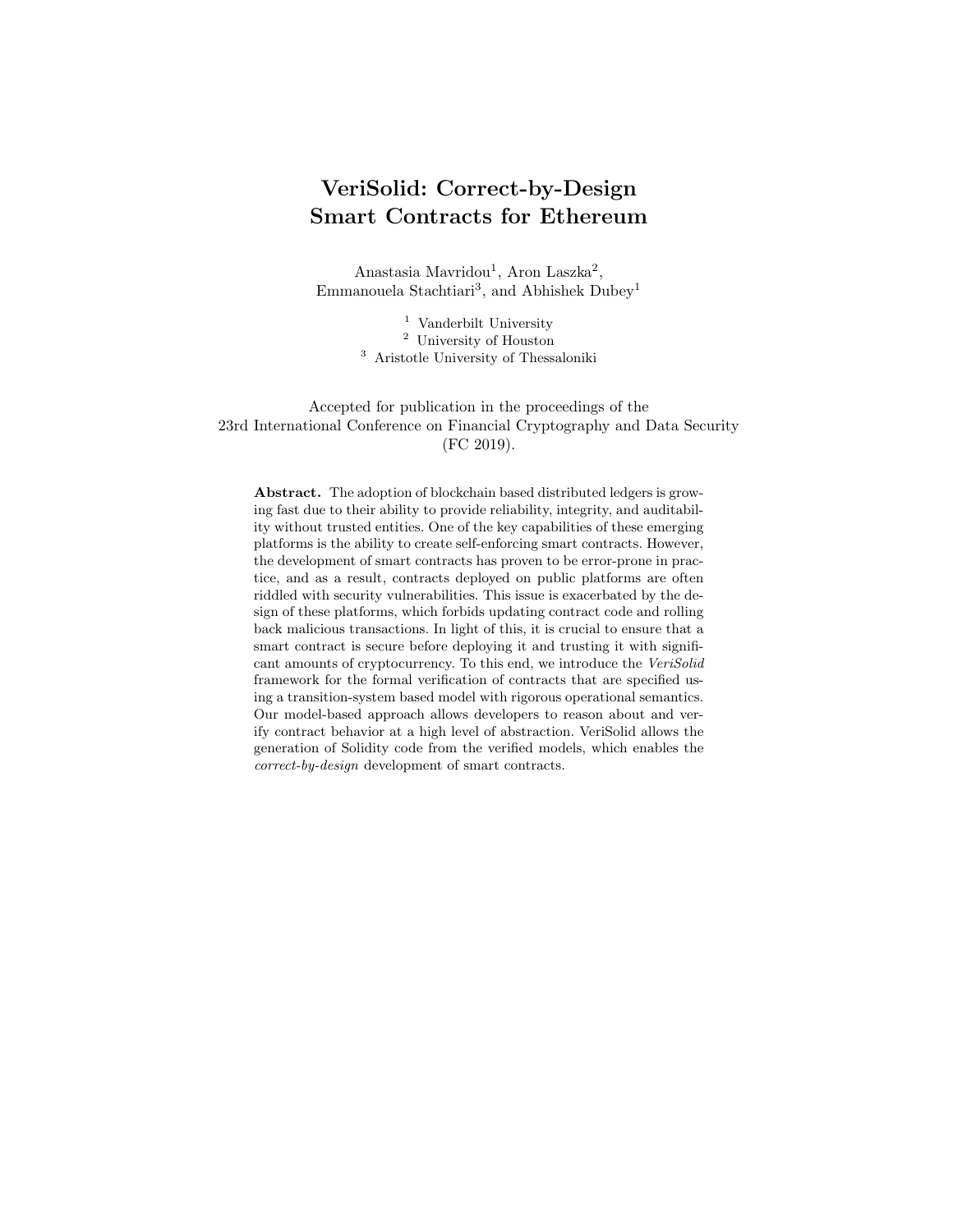# VeriSolid: Correct-by-Design Smart Contracts for Ethereum

Anastasia Mavridou[1], Aron Laszka[2], Emmanouela Stachtiari[3], and Abhishek Dubey[1]

[1] Vanderbilt University
[2] University of Houston
[3] Aristotle University of Thessaloniki

Accepted for publication in the proceedings of the 23rd International Conference on Financial Cryptography and Data Security (FC 2019).

**Abstract.** The adoption of blockchain based distributed ledgers is growing fast due to their ability to provide reliability, integrity, and auditability without trusted entities. One of the key capabilities of these emerging platforms is the ability to create self-enforcing smart contracts. However, the development of smart contracts has proven to be error-prone in practice, and as a result, contracts deployed on public platforms are often riddled with security vulnerabilities. This issue is exacerbated by the design of these platforms, which forbids updating contract code and rolling back malicious transactions. In light of this, it is crucial to ensure that a smart contract is secure before deploying it and trusting it with significant amounts of cryptocurrency. To this end, we introduce the *VeriSolid* framework for the formal verification of contracts that are specified using a transition-system based model with rigorous operational semantics. Our model-based approach allows developers to reason about and verify contract behavior at a high level of abstraction. VeriSolid allows the generation of Solidity code from the verified models, which enables the *correct-by-design* development of smart contracts.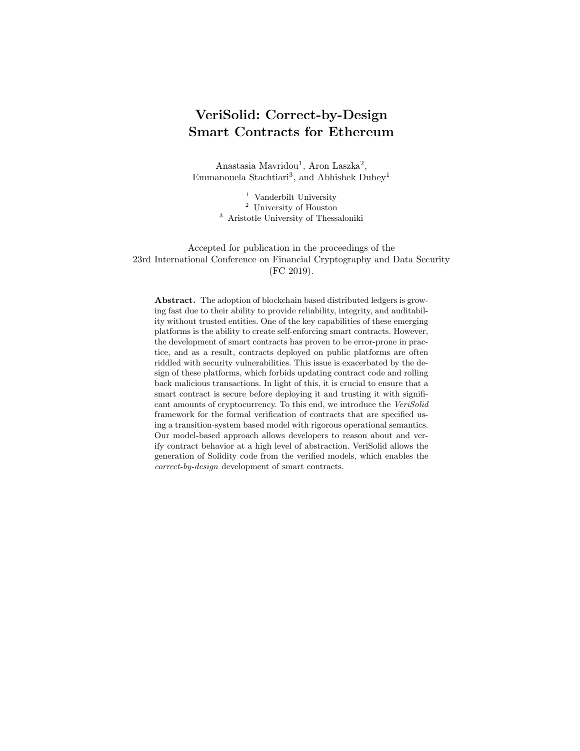# VeriSolid: Correct-by-Design Smart Contracts for Ethereum

Anastasia Mavridou[1], Aron Laszka[2], Emmanouela Stachtiari[3], and Abhishek Dubey[1]

[1] Vanderbilt University
[2] University of Houston
[3] Aristotle University of Thessaloniki

Accepted for publication in the proceedings of the 23rd International Conference on Financial Cryptography and Data Security (FC 2019).

**Abstract.** The adoption of blockchain based distributed ledgers is growing fast due to their ability to provide reliability, integrity, and auditability without trusted entities. One of the key capabilities of these emerging platforms is the ability to create self-enforcing smart contracts. However, the development of smart contracts has proven to be error-prone in practice, and as a result, contracts deployed on public platforms are often riddled with security vulnerabilities. This issue is exacerbated by the design of these platforms, which forbids updating contract code and rolling back malicious transactions. In light of this, it is crucial to ensure that a smart contract is secure before deploying it and trusting it with significant amounts of cryptocurrency. To this end, we introduce the *VeriSolid* framework for the formal verification of contracts that are specified using a transition-system based model with rigorous operational semantics. Our model-based approach allows developers to reason about and verify contract behavior at a high level of abstraction. VeriSolid allows the generation of Solidity code from the verified models, which enables the *correct-by-design* development of smart contracts.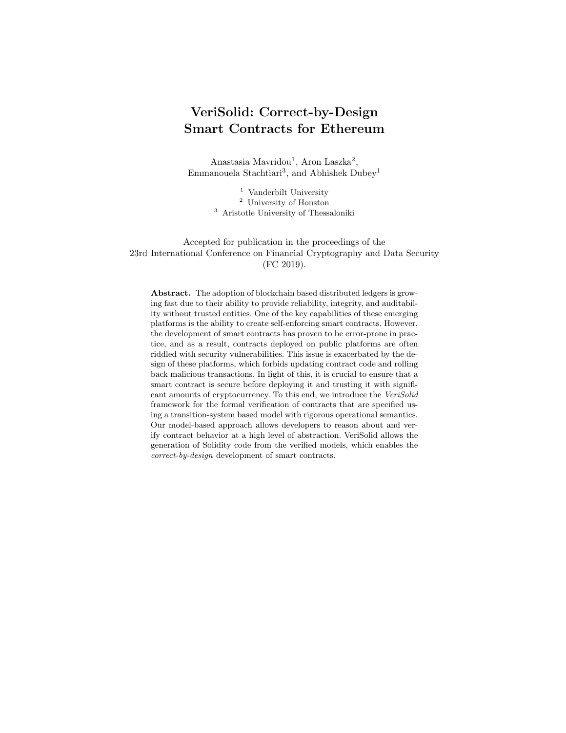# VeriSolid: Correct-by-Design Smart Contracts for Ethereum

Anastasia Mavridou[1], Aron Laszka[2], Emmanouela Stachtiari[3], and Abhishek Dubey[1]

[1] Vanderbilt University
[2] University of Houston
[3] Aristotle University of Thessaloniki

Accepted for publication in the proceedings of the 23rd International Conference on Financial Cryptography and Data Security (FC 2019).

**Abstract.** The adoption of blockchain based distributed ledgers is growing fast due to their ability to provide reliability, integrity, and auditability without trusted entities. One of the key capabilities of these emerging platforms is the ability to create self-enforcing smart contracts. However, the development of smart contracts has proven to be error-prone in practice, and as a result, contracts deployed on public platforms are often riddled with security vulnerabilities. This issue is exacerbated by the design of these platforms, which forbids updating contract code and rolling back malicious transactions. In light of this, it is crucial to ensure that a smart contract is secure before deploying it and trusting it with significant amounts of cryptocurrency. To this end, we introduce the *VeriSolid* framework for the formal verification of contracts that are specified using a transition-system based model with rigorous operational semantics. Our model-based approach allows developers to reason about and verify contract behavior at a high level of abstraction. VeriSolid allows the generation of Solidity code from the verified models, which enables the *correct-by-design* development of smart contracts.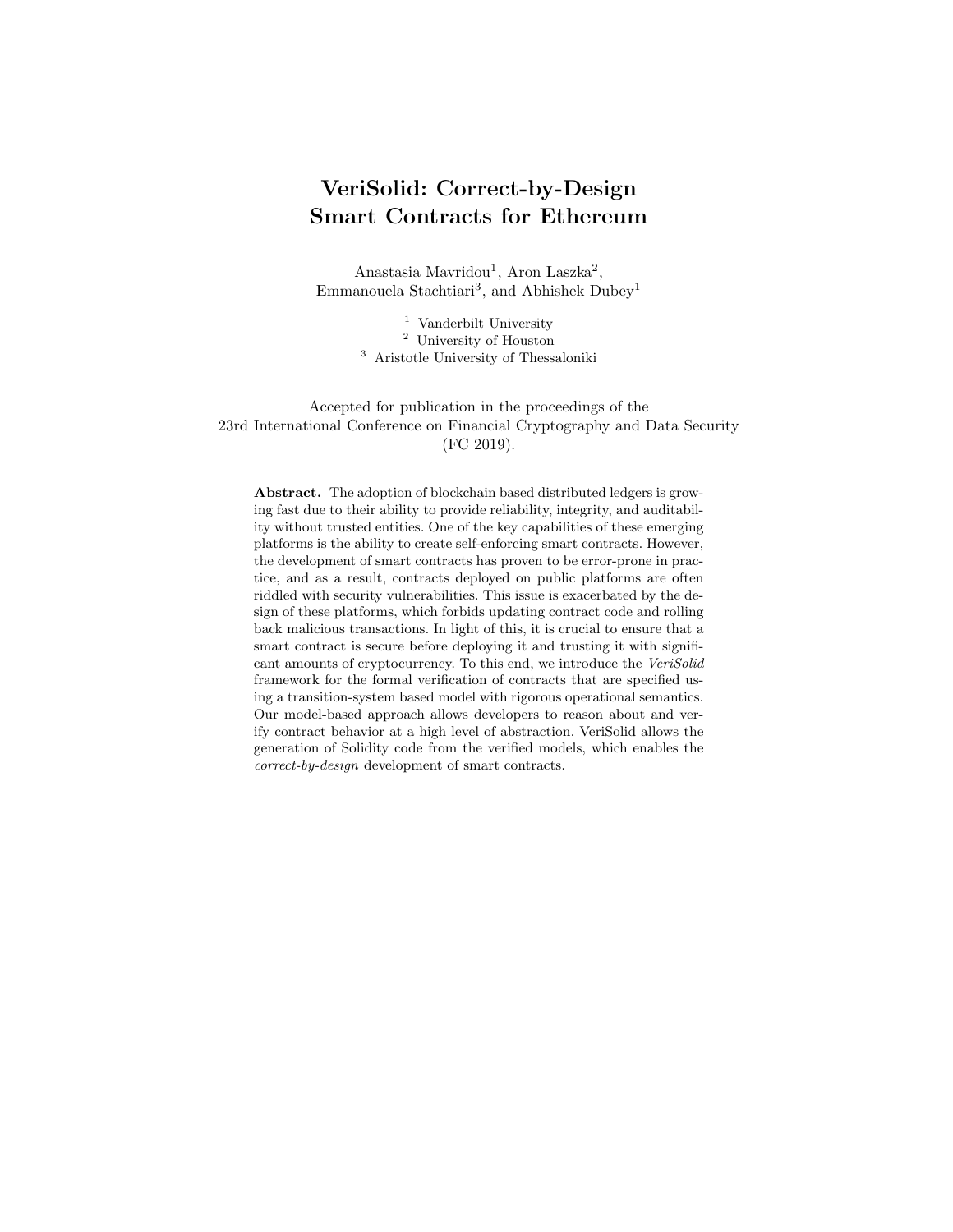# VeriSolid: Correct-by-Design Smart Contracts for Ethereum

Anastasia Mavridou[1], Aron Laszka[2], Emmanouela Stachtiari[3], and Abhishek Dubey[1]

[1] Vanderbilt University
[2] University of Houston
[3] Aristotle University of Thessaloniki

Accepted for publication in the proceedings of the 23rd International Conference on Financial Cryptography and Data Security (FC 2019).

**Abstract.** The adoption of blockchain based distributed ledgers is growing fast due to their ability to provide reliability, integrity, and auditability without trusted entities. One of the key capabilities of these emerging platforms is the ability to create self-enforcing smart contracts. However, the development of smart contracts has proven to be error-prone in practice, and as a result, contracts deployed on public platforms are often riddled with security vulnerabilities. This issue is exacerbated by the design of these platforms, which forbids updating contract code and rolling back malicious transactions. In light of this, it is crucial to ensure that a smart contract is secure before deploying it and trusting it with significant amounts of cryptocurrency. To this end, we introduce the *VeriSolid* framework for the formal verification of contracts that are specified using a transition-system based model with rigorous operational semantics. Our model-based approach allows developers to reason about and verify contract behavior at a high level of abstraction. VeriSolid allows the generation of Solidity code from the verified models, which enables the *correct-by-design* development of smart contracts.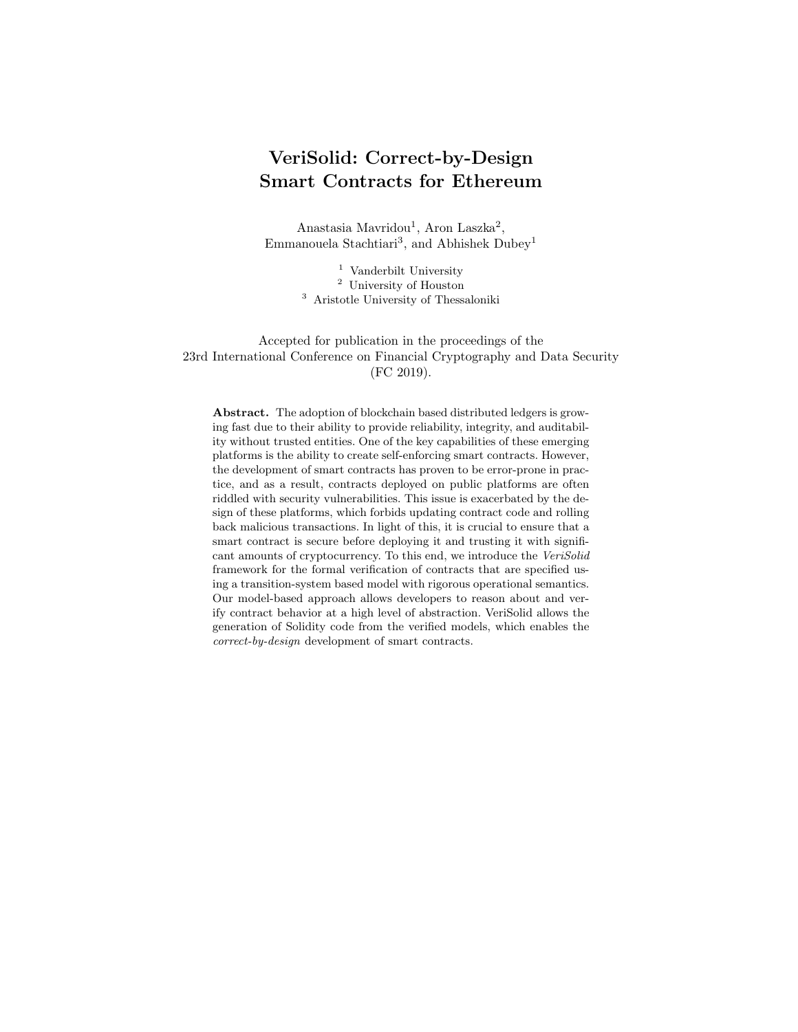# VeriSolid: Correct-by-Design Smart Contracts for Ethereum

Anastasia Mavridou[1], Aron Laszka[2], Emmanouela Stachtiari[3], and Abhishek Dubey[1]

[1] Vanderbilt University
[2] University of Houston
[3] Aristotle University of Thessaloniki

Accepted for publication in the proceedings of the 23rd International Conference on Financial Cryptography and Data Security (FC 2019).

**Abstract.** The adoption of blockchain based distributed ledgers is growing fast due to their ability to provide reliability, integrity, and auditability without trusted entities. One of the key capabilities of these emerging platforms is the ability to create self-enforcing smart contracts. However, the development of smart contracts has proven to be error-prone in practice, and as a result, contracts deployed on public platforms are often riddled with security vulnerabilities. This issue is exacerbated by the design of these platforms, which forbids updating contract code and rolling back malicious transactions. In light of this, it is crucial to ensure that a smart contract is secure before deploying it and trusting it with significant amounts of cryptocurrency. To this end, we introduce the *VeriSolid* framework for the formal verification of contracts that are specified using a transition-system based model with rigorous operational semantics. Our model-based approach allows developers to reason about and verify contract behavior at a high level of abstraction. VeriSolid allows the generation of Solidity code from the verified models, which enables the *correct-by-design* development of smart contracts.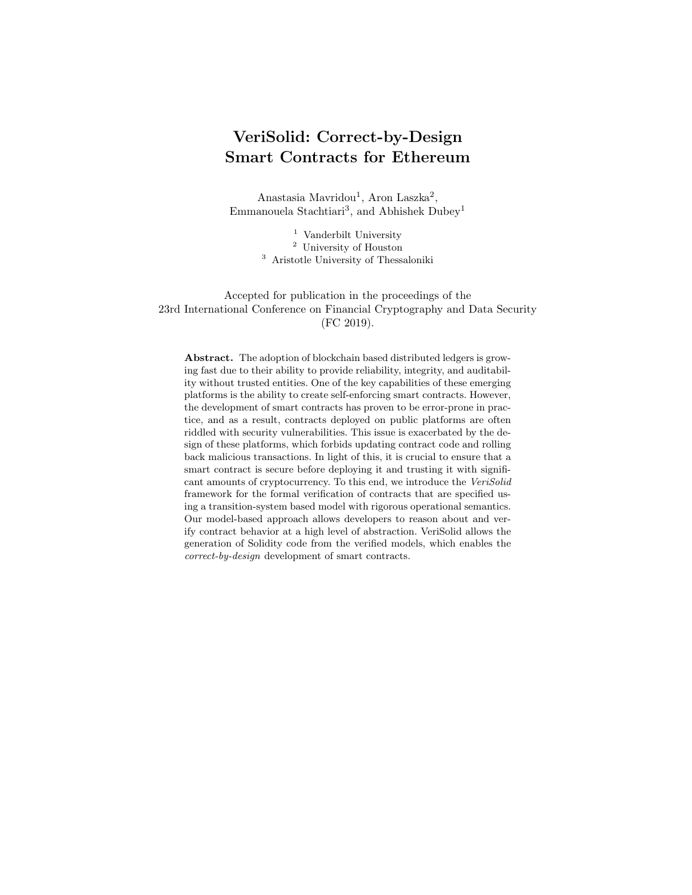# VeriSolid: Correct-by-Design Smart Contracts for Ethereum

Anastasia Mavridou[1], Aron Laszka[2], Emmanouela Stachtiari[3], and Abhishek Dubey[1]

[1] Vanderbilt University
[2] University of Houston
[3] Aristotle University of Thessaloniki

Accepted for publication in the proceedings of the
23rd International Conference on Financial Cryptography and Data Security
(FC 2019).

**Abstract.** The adoption of blockchain based distributed ledgers is growing fast due to their ability to provide reliability, integrity, and auditability without trusted entities. One of the key capabilities of these emerging platforms is the ability to create self-enforcing smart contracts. However, the development of smart contracts has proven to be error-prone in practice, and as a result, contracts deployed on public platforms are often riddled with security vulnerabilities. This issue is exacerbated by the design of these platforms, which forbids updating contract code and rolling back malicious transactions. In light of this, it is crucial to ensure that a smart contract is secure before deploying it and trusting it with significant amounts of cryptocurrency. To this end, we introduce the *VeriSolid* framework for the formal verification of contracts that are specified using a transition-system based model with rigorous operational semantics. Our model-based approach allows developers to reason about and verify contract behavior at a high level of abstraction. VeriSolid allows the generation of Solidity code from the verified models, which enables the *correct-by-design* development of smart contracts.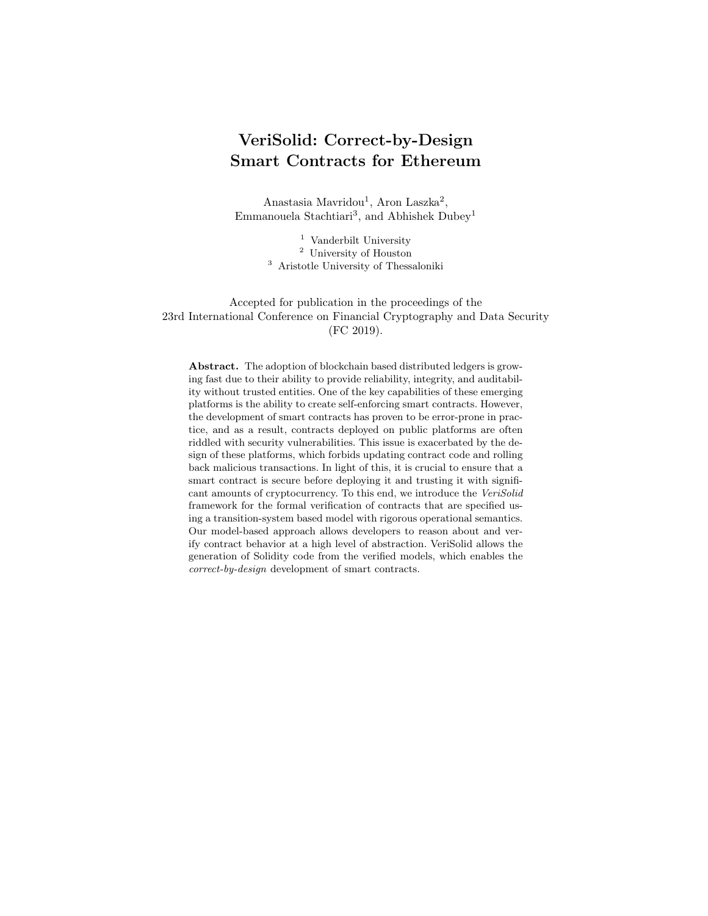# VeriSolid: Correct-by-Design Smart Contracts for Ethereum

Anastasia Mavridou[1], Aron Laszka[2], Emmanouela Stachtiari[3], and Abhishek Dubey[1]

[1] Vanderbilt University
[2] University of Houston
[3] Aristotle University of Thessaloniki

Accepted for publication in the proceedings of the 23rd International Conference on Financial Cryptography and Data Security (FC 2019).

**Abstract.** The adoption of blockchain based distributed ledgers is growing fast due to their ability to provide reliability, integrity, and auditability without trusted entities. One of the key capabilities of these emerging platforms is the ability to create self-enforcing smart contracts. However, the development of smart contracts has proven to be error-prone in practice, and as a result, contracts deployed on public platforms are often riddled with security vulnerabilities. This issue is exacerbated by the design of these platforms, which forbids updating contract code and rolling back malicious transactions. In light of this, it is crucial to ensure that a smart contract is secure before deploying it and trusting it with significant amounts of cryptocurrency. To this end, we introduce the *VeriSolid* framework for the formal verification of contracts that are specified using a transition-system based model with rigorous operational semantics. Our model-based approach allows developers to reason about and verify contract behavior at a high level of abstraction. VeriSolid allows the generation of Solidity code from the verified models, which enables the *correct-by-design* development of smart contracts.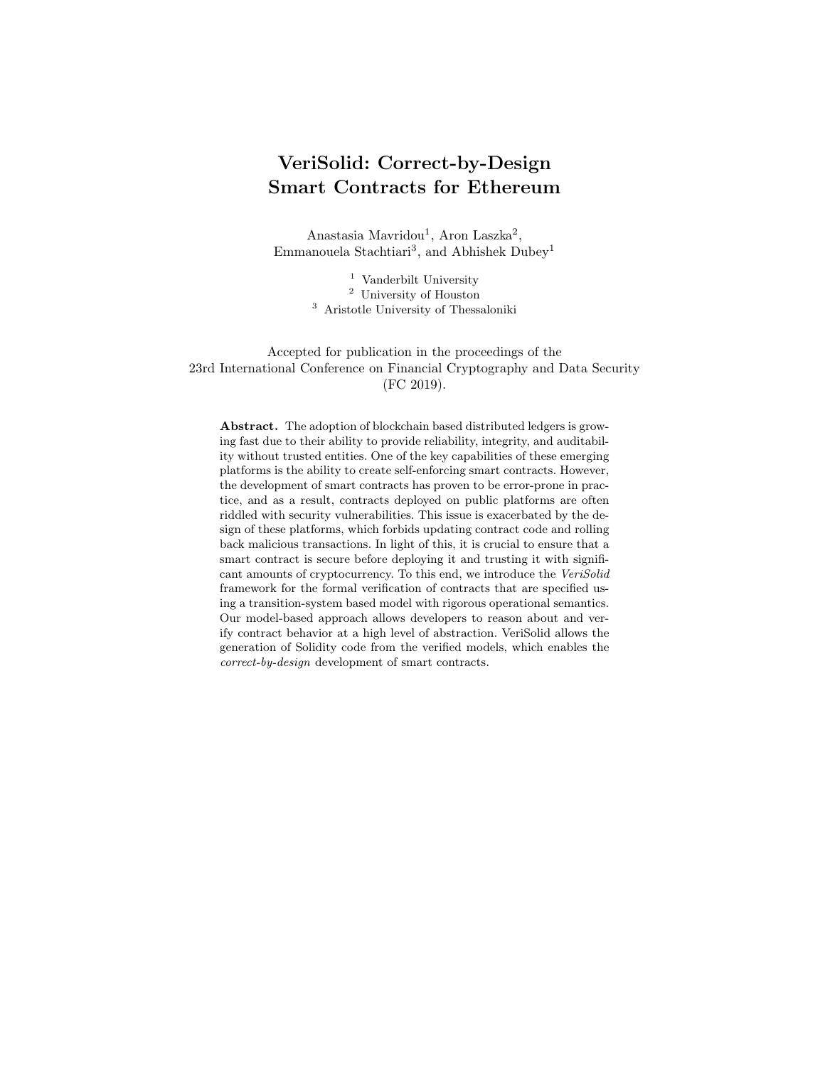# VeriSolid: Correct-by-Design Smart Contracts for Ethereum

Anastasia Mavridou[1], Aron Laszka[2], Emmanouela Stachtiari[3], and Abhishek Dubey[1]

[1] Vanderbilt University
[2] University of Houston
[3] Aristotle University of Thessaloniki

Accepted for publication in the proceedings of the
23rd International Conference on Financial Cryptography and Data Security
(FC 2019).

**Abstract.** The adoption of blockchain based distributed ledgers is growing fast due to their ability to provide reliability, integrity, and auditability without trusted entities. One of the key capabilities of these emerging platforms is the ability to create self-enforcing smart contracts. However, the development of smart contracts has proven to be error-prone in practice, and as a result, contracts deployed on public platforms are often riddled with security vulnerabilities. This issue is exacerbated by the design of these platforms, which forbids updating contract code and rolling back malicious transactions. In light of this, it is crucial to ensure that a smart contract is secure before deploying it and trusting it with significant amounts of cryptocurrency. To this end, we introduce the *VeriSolid* framework for the formal verification of contracts that are specified using a transition-system based model with rigorous operational semantics. Our model-based approach allows developers to reason about and verify contract behavior at a high level of abstraction. VeriSolid allows the generation of Solidity code from the verified models, which enables the *correct-by-design* development of smart contracts.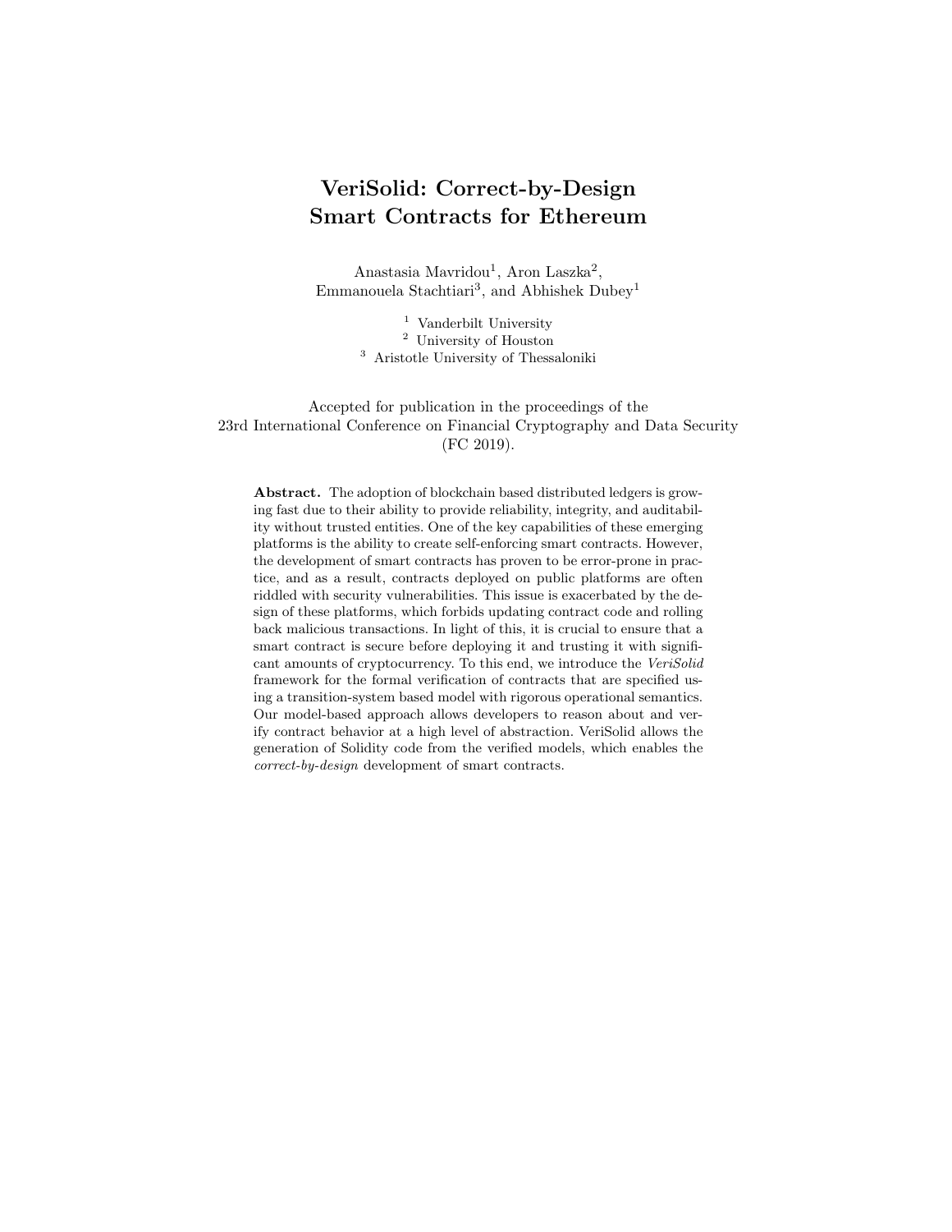# VeriSolid: Correct-by-Design Smart Contracts for Ethereum

Anastasia Mavridou[1], Aron Laszka[2], Emmanouela Stachtiari[3], and Abhishek Dubey[1]

[1] Vanderbilt University
[2] University of Houston
[3] Aristotle University of Thessaloniki

Accepted for publication in the proceedings of the 23rd International Conference on Financial Cryptography and Data Security (FC 2019).

**Abstract.** The adoption of blockchain based distributed ledgers is growing fast due to their ability to provide reliability, integrity, and auditability without trusted entities. One of the key capabilities of these emerging platforms is the ability to create self-enforcing smart contracts. However, the development of smart contracts has proven to be error-prone in practice, and as a result, contracts deployed on public platforms are often riddled with security vulnerabilities. This issue is exacerbated by the design of these platforms, which forbids updating contract code and rolling back malicious transactions. In light of this, it is crucial to ensure that a smart contract is secure before deploying it and trusting it with significant amounts of cryptocurrency. To this end, we introduce the *VeriSolid* framework for the formal verification of contracts that are specified using a transition-system based model with rigorous operational semantics. Our model-based approach allows developers to reason about and verify contract behavior at a high level of abstraction. VeriSolid allows the generation of Solidity code from the verified models, which enables the *correct-by-design* development of smart contracts.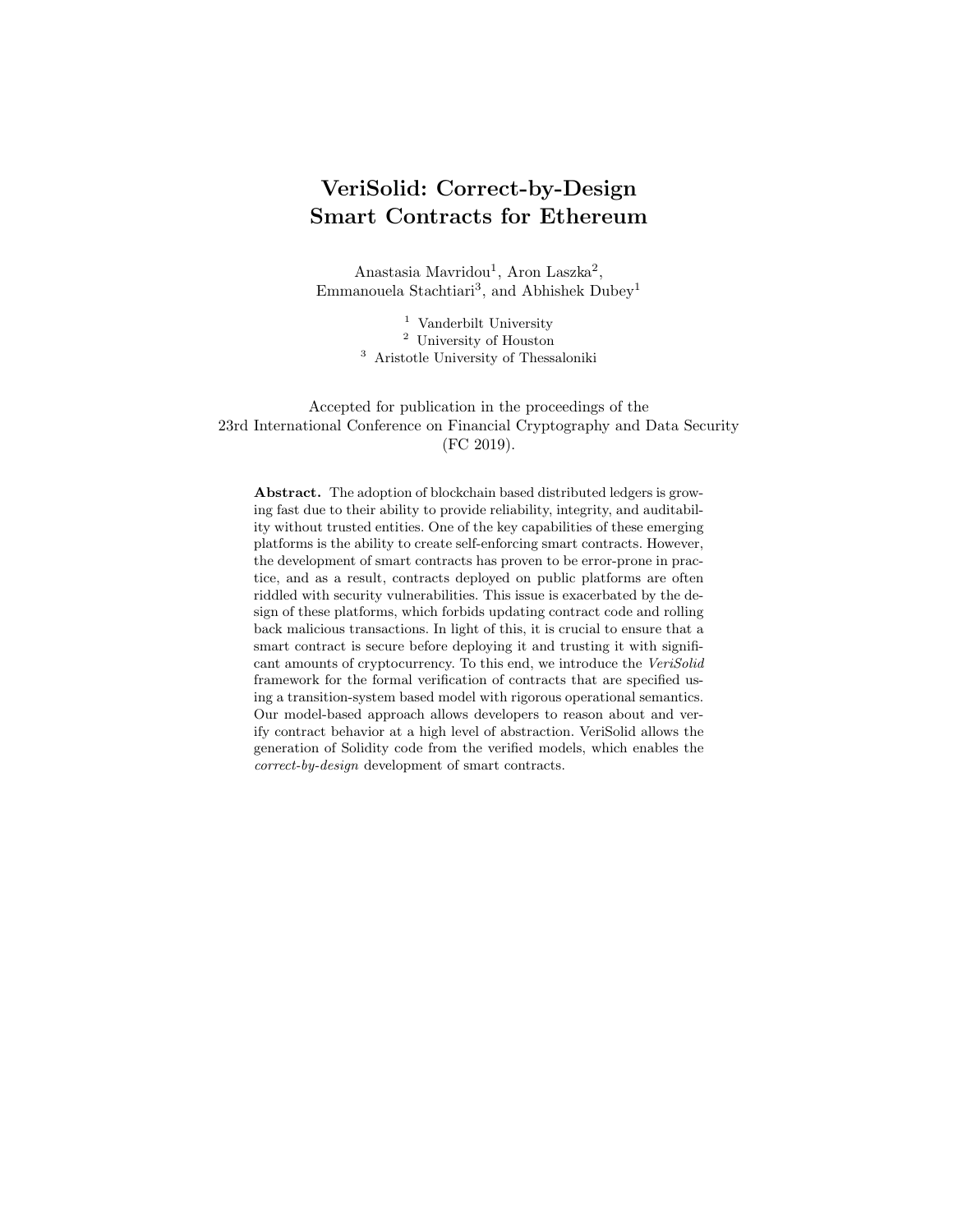# VeriSolid: Correct-by-Design Smart Contracts for Ethereum

Anastasia Mavridou[1], Aron Laszka[2], Emmanouela Stachtiari[3], and Abhishek Dubey[1]

[1] Vanderbilt University
[2] University of Houston
[3] Aristotle University of Thessaloniki

Accepted for publication in the proceedings of the 23rd International Conference on Financial Cryptography and Data Security (FC 2019).

**Abstract.** The adoption of blockchain based distributed ledgers is growing fast due to their ability to provide reliability, integrity, and auditability without trusted entities. One of the key capabilities of these emerging platforms is the ability to create self-enforcing smart contracts. However, the development of smart contracts has proven to be error-prone in practice, and as a result, contracts deployed on public platforms are often riddled with security vulnerabilities. This issue is exacerbated by the design of these platforms, which forbids updating contract code and rolling back malicious transactions. In light of this, it is crucial to ensure that a smart contract is secure before deploying it and trusting it with significant amounts of cryptocurrency. To this end, we introduce the *VeriSolid* framework for the formal verification of contracts that are specified using a transition-system based model with rigorous operational semantics. Our model-based approach allows developers to reason about and verify contract behavior at a high level of abstraction. VeriSolid allows the generation of Solidity code from the verified models, which enables the *correct-by-design* development of smart contracts.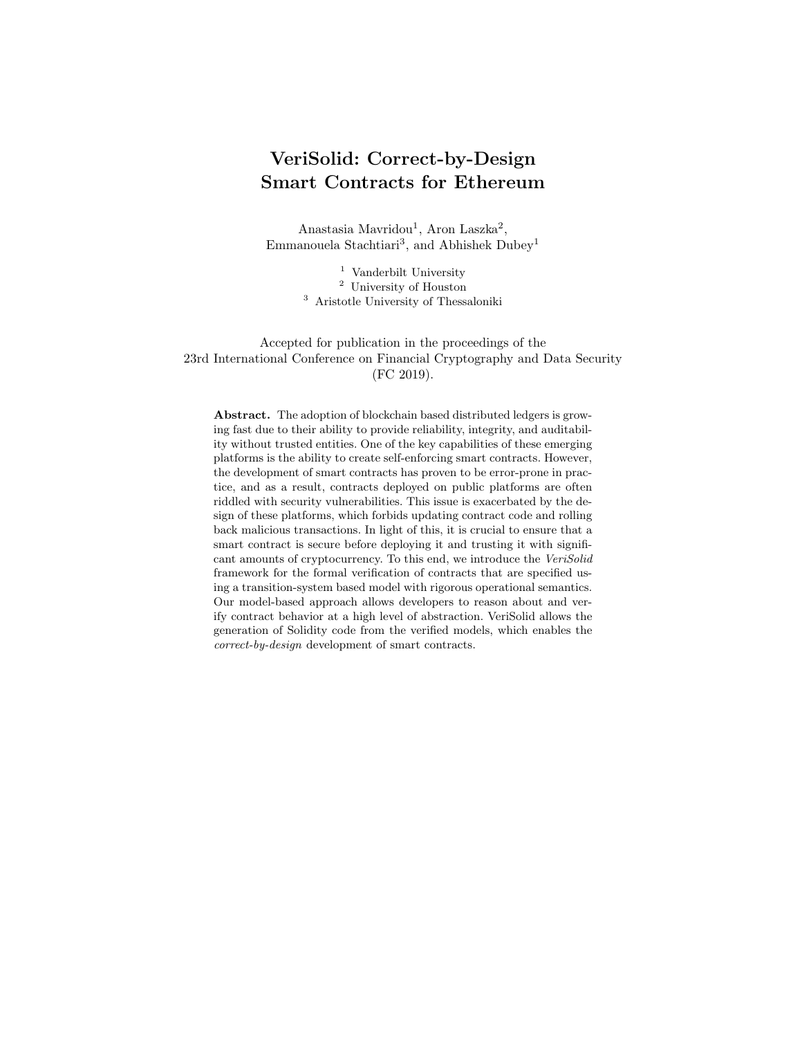# VeriSolid: Correct-by-Design Smart Contracts for Ethereum

Anastasia Mavridou[1], Aron Laszka[2], Emmanouela Stachtiari[3], and Abhishek Dubey[1]

[1] Vanderbilt University
[2] University of Houston
[3] Aristotle University of Thessaloniki

Accepted for publication in the proceedings of the
23rd International Conference on Financial Cryptography and Data Security
(FC 2019).

**Abstract.** The adoption of blockchain based distributed ledgers is growing fast due to their ability to provide reliability, integrity, and auditability without trusted entities. One of the key capabilities of these emerging platforms is the ability to create self-enforcing smart contracts. However, the development of smart contracts has proven to be error-prone in practice, and as a result, contracts deployed on public platforms are often riddled with security vulnerabilities. This issue is exacerbated by the design of these platforms, which forbids updating contract code and rolling back malicious transactions. In light of this, it is crucial to ensure that a smart contract is secure before deploying it and trusting it with significant amounts of cryptocurrency. To this end, we introduce the *VeriSolid* framework for the formal verification of contracts that are specified using a transition-system based model with rigorous operational semantics. Our model-based approach allows developers to reason about and verify contract behavior at a high level of abstraction. VeriSolid allows the generation of Solidity code from the verified models, which enables the *correct-by-design* development of smart contracts.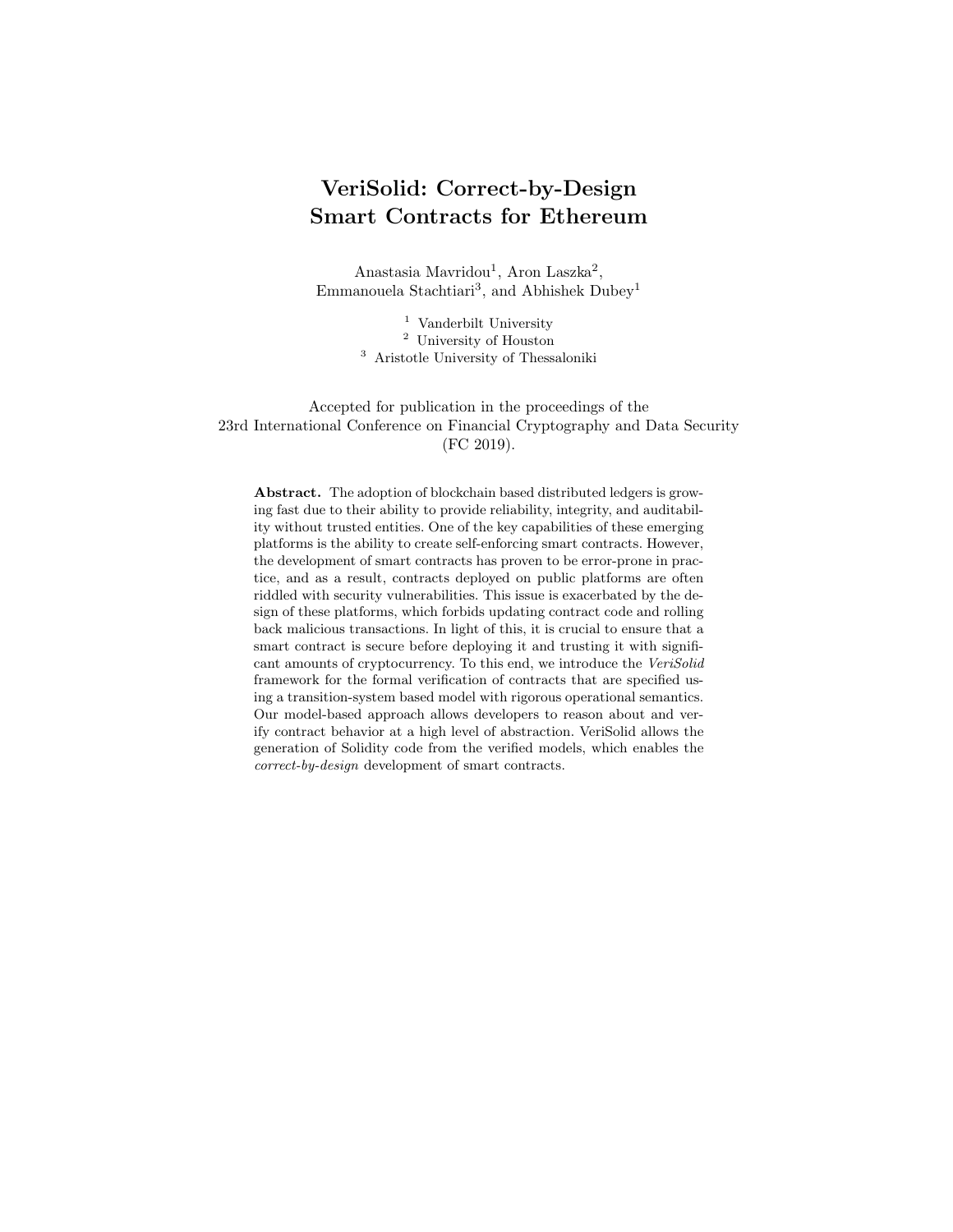# VeriSolid: Correct-by-Design Smart Contracts for Ethereum

Anastasia Mavridou[1], Aron Laszka[2], Emmanouela Stachtiari[3], and Abhishek Dubey[1]

[1] Vanderbilt University
[2] University of Houston
[3] Aristotle University of Thessaloniki

Accepted for publication in the proceedings of the 23rd International Conference on Financial Cryptography and Data Security (FC 2019).

**Abstract.** The adoption of blockchain based distributed ledgers is growing fast due to their ability to provide reliability, integrity, and auditability without trusted entities. One of the key capabilities of these emerging platforms is the ability to create self-enforcing smart contracts. However, the development of smart contracts has proven to be error-prone in practice, and as a result, contracts deployed on public platforms are often riddled with security vulnerabilities. This issue is exacerbated by the design of these platforms, which forbids updating contract code and rolling back malicious transactions. In light of this, it is crucial to ensure that a smart contract is secure before deploying it and trusting it with significant amounts of cryptocurrency. To this end, we introduce the *VeriSolid* framework for the formal verification of contracts that are specified using a transition-system based model with rigorous operational semantics. Our model-based approach allows developers to reason about and verify contract behavior at a high level of abstraction. VeriSolid allows the generation of Solidity code from the verified models, which enables the *correct-by-design* development of smart contracts.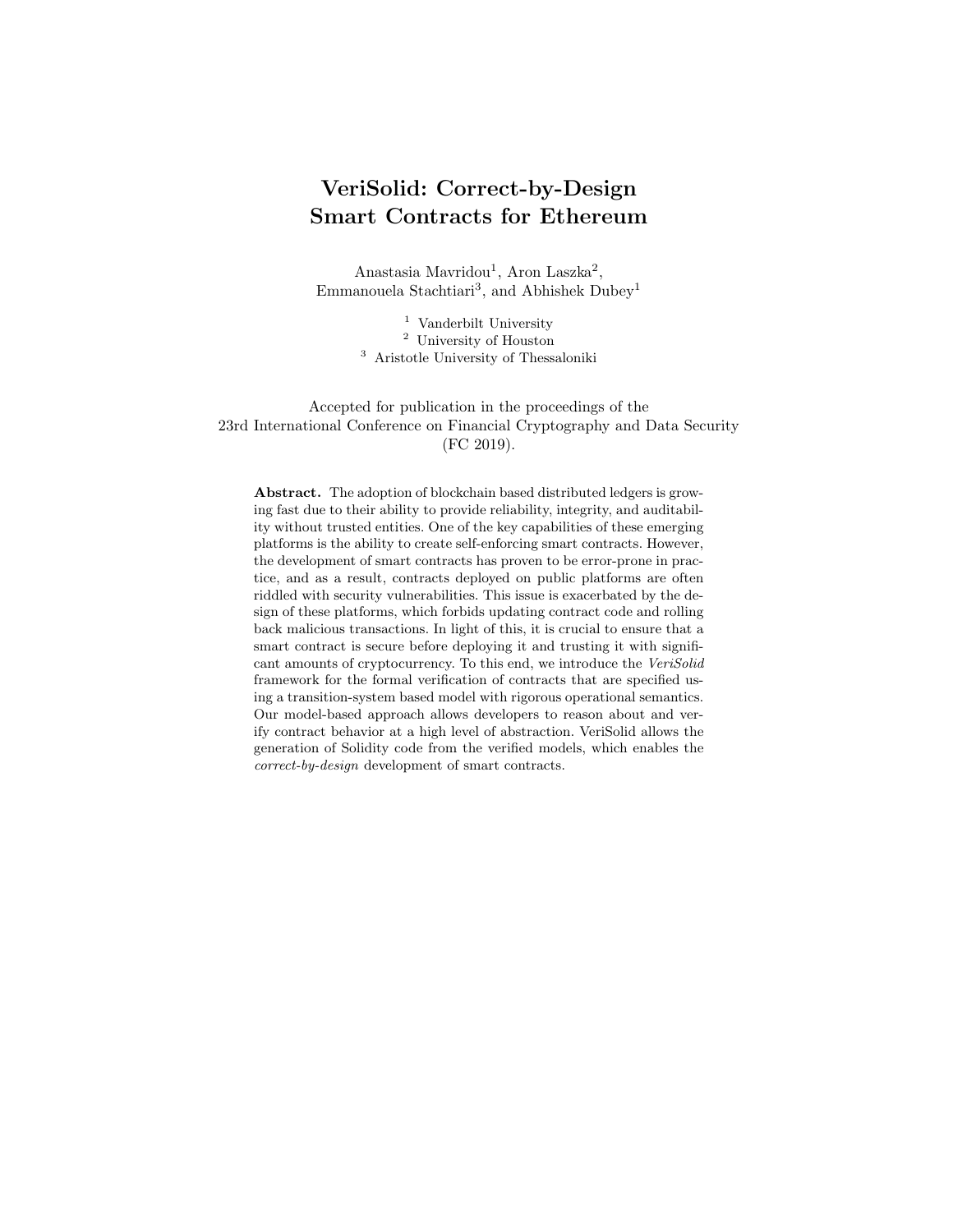# VeriSolid: Correct-by-Design Smart Contracts for Ethereum

Anastasia Mavridou[1], Aron Laszka[2], Emmanouela Stachtiari[3], and Abhishek Dubey[1]

[1] Vanderbilt University
[2] University of Houston
[3] Aristotle University of Thessaloniki

Accepted for publication in the proceedings of the
23rd International Conference on Financial Cryptography and Data Security
(FC 2019).

**Abstract.** The adoption of blockchain based distributed ledgers is growing fast due to their ability to provide reliability, integrity, and auditability without trusted entities. One of the key capabilities of these emerging platforms is the ability to create self-enforcing smart contracts. However, the development of smart contracts has proven to be error-prone in practice, and as a result, contracts deployed on public platforms are often riddled with security vulnerabilities. This issue is exacerbated by the design of these platforms, which forbids updating contract code and rolling back malicious transactions. In light of this, it is crucial to ensure that a smart contract is secure before deploying it and trusting it with significant amounts of cryptocurrency. To this end, we introduce the *VeriSolid* framework for the formal verification of contracts that are specified using a transition-system based model with rigorous operational semantics. Our model-based approach allows developers to reason about and verify contract behavior at a high level of abstraction. VeriSolid allows the generation of Solidity code from the verified models, which enables the *correct-by-design* development of smart contracts.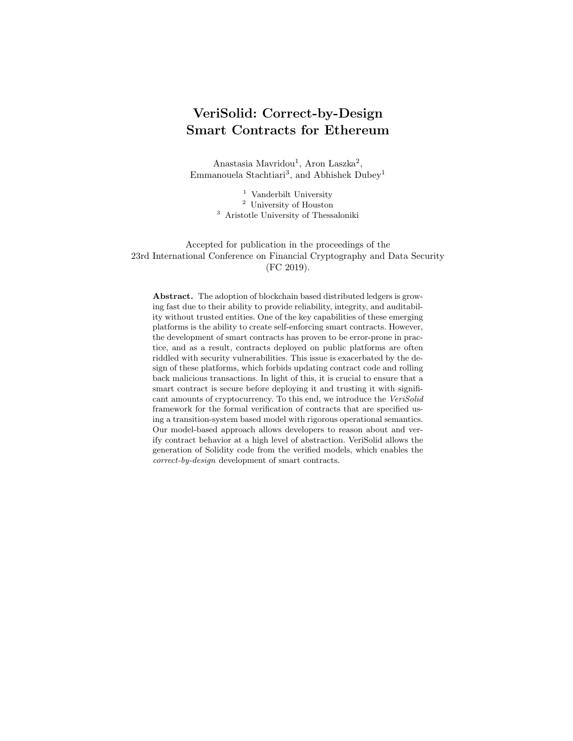# VeriSolid: Correct-by-Design Smart Contracts for Ethereum

Anastasia Mavridou[1], Aron Laszka[2], Emmanouela Stachtiari[3], and Abhishek Dubey[1]

[1] Vanderbilt University
[2] University of Houston
[3] Aristotle University of Thessaloniki

Accepted for publication in the proceedings of the 23rd International Conference on Financial Cryptography and Data Security (FC 2019).

**Abstract.** The adoption of blockchain based distributed ledgers is growing fast due to their ability to provide reliability, integrity, and auditability without trusted entities. One of the key capabilities of these emerging platforms is the ability to create self-enforcing smart contracts. However, the development of smart contracts has proven to be error-prone in practice, and as a result, contracts deployed on public platforms are often riddled with security vulnerabilities. This issue is exacerbated by the design of these platforms, which forbids updating contract code and rolling back malicious transactions. In light of this, it is crucial to ensure that a smart contract is secure before deploying it and trusting it with significant amounts of cryptocurrency. To this end, we introduce the *VeriSolid* framework for the formal verification of contracts that are specified using a transition-system based model with rigorous operational semantics. Our model-based approach allows developers to reason about and verify contract behavior at a high level of abstraction. VeriSolid allows the generation of Solidity code from the verified models, which enables the *correct-by-design* development of smart contracts.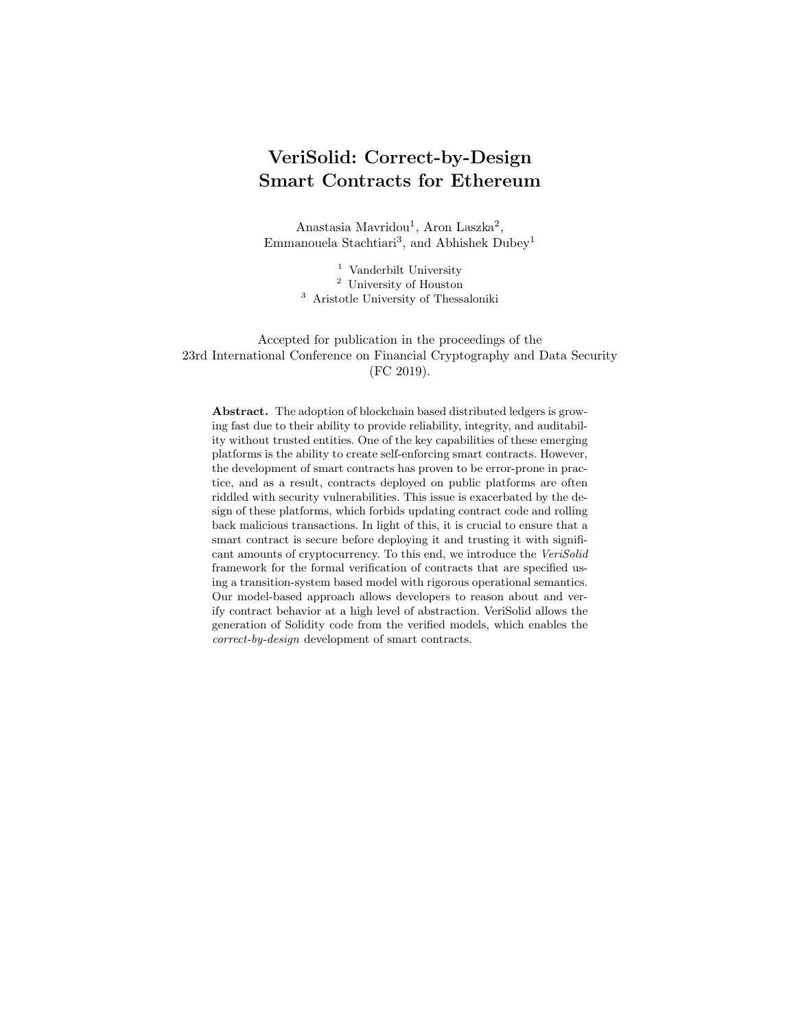# VeriSolid: Correct-by-Design Smart Contracts for Ethereum

Anastasia Mavridou[1], Aron Laszka[2], Emmanouela Stachtiari[3], and Abhishek Dubey[1]

[1] Vanderbilt University
[2] University of Houston
[3] Aristotle University of Thessaloniki

Accepted for publication in the proceedings of the 23rd International Conference on Financial Cryptography and Data Security (FC 2019).

**Abstract.** The adoption of blockchain based distributed ledgers is growing fast due to their ability to provide reliability, integrity, and auditability without trusted entities. One of the key capabilities of these emerging platforms is the ability to create self-enforcing smart contracts. However, the development of smart contracts has proven to be error-prone in practice, and as a result, contracts deployed on public platforms are often riddled with security vulnerabilities. This issue is exacerbated by the design of these platforms, which forbids updating contract code and rolling back malicious transactions. In light of this, it is crucial to ensure that a smart contract is secure before deploying it and trusting it with significant amounts of cryptocurrency. To this end, we introduce the *VeriSolid* framework for the formal verification of contracts that are specified using a transition-system based model with rigorous operational semantics. Our model-based approach allows developers to reason about and verify contract behavior at a high level of abstraction. VeriSolid allows the generation of Solidity code from the verified models, which enables the *correct-by-design* development of smart contracts.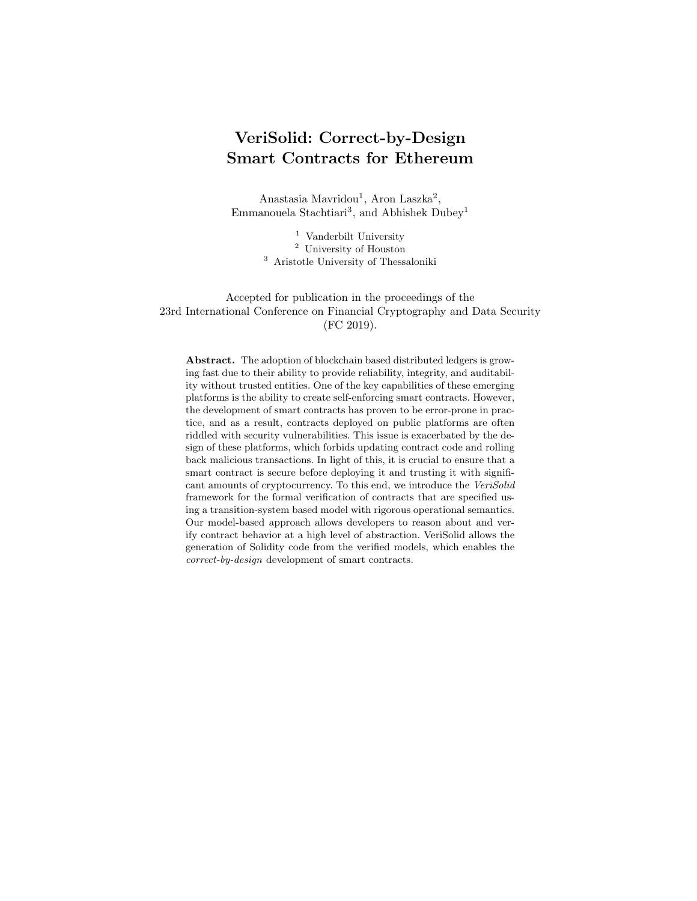# VeriSolid: Correct-by-Design Smart Contracts for Ethereum

Anastasia Mavridou[1], Aron Laszka[2], Emmanouela Stachtiari[3], and Abhishek Dubey[1]

[1] Vanderbilt University
[2] University of Houston
[3] Aristotle University of Thessaloniki

Accepted for publication in the proceedings of the 23rd International Conference on Financial Cryptography and Data Security (FC 2019).

**Abstract.** The adoption of blockchain based distributed ledgers is growing fast due to their ability to provide reliability, integrity, and auditability without trusted entities. One of the key capabilities of these emerging platforms is the ability to create self-enforcing smart contracts. However, the development of smart contracts has proven to be error-prone in practice, and as a result, contracts deployed on public platforms are often riddled with security vulnerabilities. This issue is exacerbated by the design of these platforms, which forbids updating contract code and rolling back malicious transactions. In light of this, it is crucial to ensure that a smart contract is secure before deploying it and trusting it with significant amounts of cryptocurrency. To this end, we introduce the *VeriSolid* framework for the formal verification of contracts that are specified using a transition-system based model with rigorous operational semantics. Our model-based approach allows developers to reason about and verify contract behavior at a high level of abstraction. VeriSolid allows the generation of Solidity code from the verified models, which enables the *correct-by-design* development of smart contracts.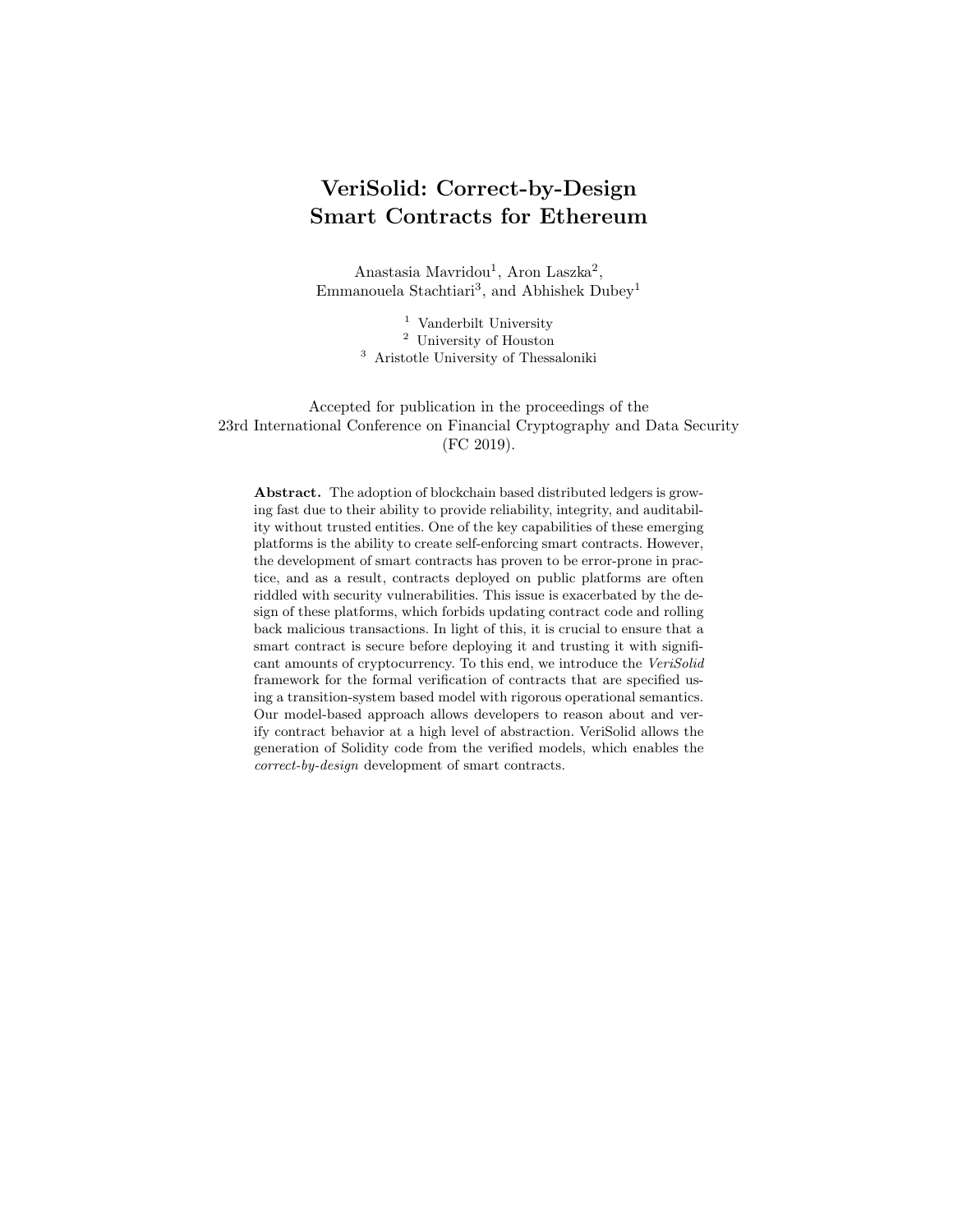# VeriSolid: Correct-by-Design Smart Contracts for Ethereum

Anastasia Mavridou[1], Aron Laszka[2], Emmanouela Stachtiari[3], and Abhishek Dubey[1]

[1] Vanderbilt University
[2] University of Houston
[3] Aristotle University of Thessaloniki

Accepted for publication in the proceedings of the 23rd International Conference on Financial Cryptography and Data Security (FC 2019).

**Abstract.** The adoption of blockchain based distributed ledgers is growing fast due to their ability to provide reliability, integrity, and auditability without trusted entities. One of the key capabilities of these emerging platforms is the ability to create self-enforcing smart contracts. However, the development of smart contracts has proven to be error-prone in practice, and as a result, contracts deployed on public platforms are often riddled with security vulnerabilities. This issue is exacerbated by the design of these platforms, which forbids updating contract code and rolling back malicious transactions. In light of this, it is crucial to ensure that a smart contract is secure before deploying it and trusting it with significant amounts of cryptocurrency. To this end, we introduce the *VeriSolid* framework for the formal verification of contracts that are specified using a transition-system based model with rigorous operational semantics. Our model-based approach allows developers to reason about and verify contract behavior at a high level of abstraction. VeriSolid allows the generation of Solidity code from the verified models, which enables the *correct-by-design* development of smart contracts.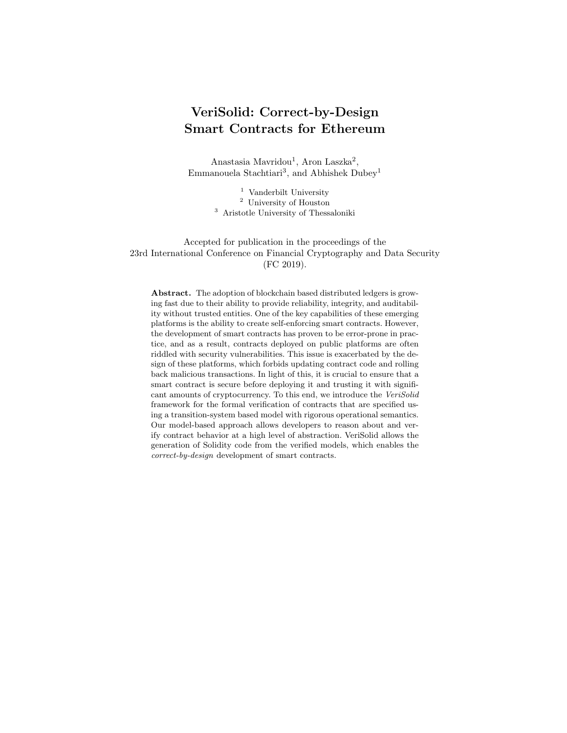# VeriSolid: Correct-by-Design Smart Contracts for Ethereum

Anastasia Mavridou[1], Aron Laszka[2], Emmanouela Stachtiari[3], and Abhishek Dubey[1]

[1] Vanderbilt University
[2] University of Houston
[3] Aristotle University of Thessaloniki

Accepted for publication in the proceedings of the 23rd International Conference on Financial Cryptography and Data Security (FC 2019).

**Abstract.** The adoption of blockchain based distributed ledgers is growing fast due to their ability to provide reliability, integrity, and auditability without trusted entities. One of the key capabilities of these emerging platforms is the ability to create self-enforcing smart contracts. However, the development of smart contracts has proven to be error-prone in practice, and as a result, contracts deployed on public platforms are often riddled with security vulnerabilities. This issue is exacerbated by the design of these platforms, which forbids updating contract code and rolling back malicious transactions. In light of this, it is crucial to ensure that a smart contract is secure before deploying it and trusting it with significant amounts of cryptocurrency. To this end, we introduce the *VeriSolid* framework for the formal verification of contracts that are specified using a transition-system based model with rigorous operational semantics. Our model-based approach allows developers to reason about and verify contract behavior at a high level of abstraction. VeriSolid allows the generation of Solidity code from the verified models, which enables the *correct-by-design* development of smart contracts.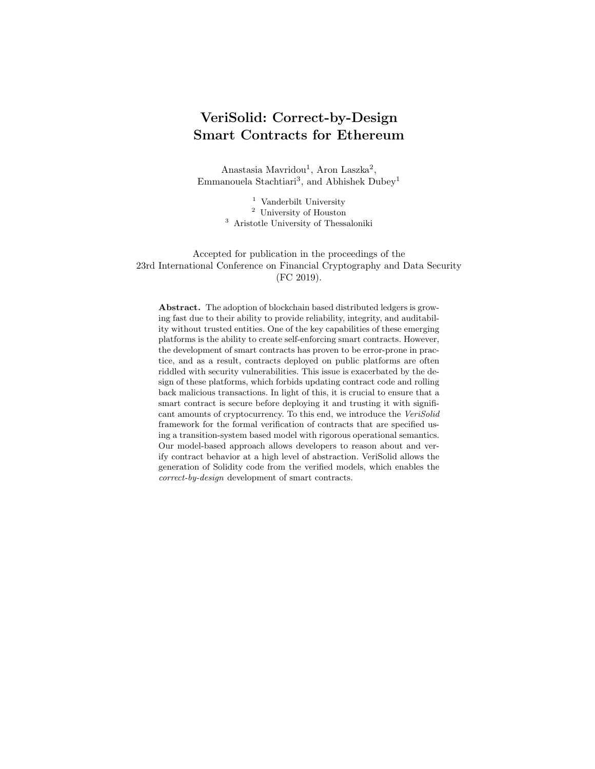# VeriSolid: Correct-by-Design Smart Contracts for Ethereum

Anastasia Mavridou[1], Aron Laszka[2], Emmanouela Stachtiari[3], and Abhishek Dubey[1]

[1] Vanderbilt University
[2] University of Houston
[3] Aristotle University of Thessaloniki

Accepted for publication in the proceedings of the 23rd International Conference on Financial Cryptography and Data Security (FC 2019).

**Abstract.** The adoption of blockchain based distributed ledgers is growing fast due to their ability to provide reliability, integrity, and auditability without trusted entities. One of the key capabilities of these emerging platforms is the ability to create self-enforcing smart contracts. However, the development of smart contracts has proven to be error-prone in practice, and as a result, contracts deployed on public platforms are often riddled with security vulnerabilities. This issue is exacerbated by the design of these platforms, which forbids updating contract code and rolling back malicious transactions. In light of this, it is crucial to ensure that a smart contract is secure before deploying it and trusting it with significant amounts of cryptocurrency. To this end, we introduce the *VeriSolid* framework for the formal verification of contracts that are specified using a transition-system based model with rigorous operational semantics. Our model-based approach allows developers to reason about and verify contract behavior at a high level of abstraction. VeriSolid allows the generation of Solidity code from the verified models, which enables the *correct-by-design* development of smart contracts.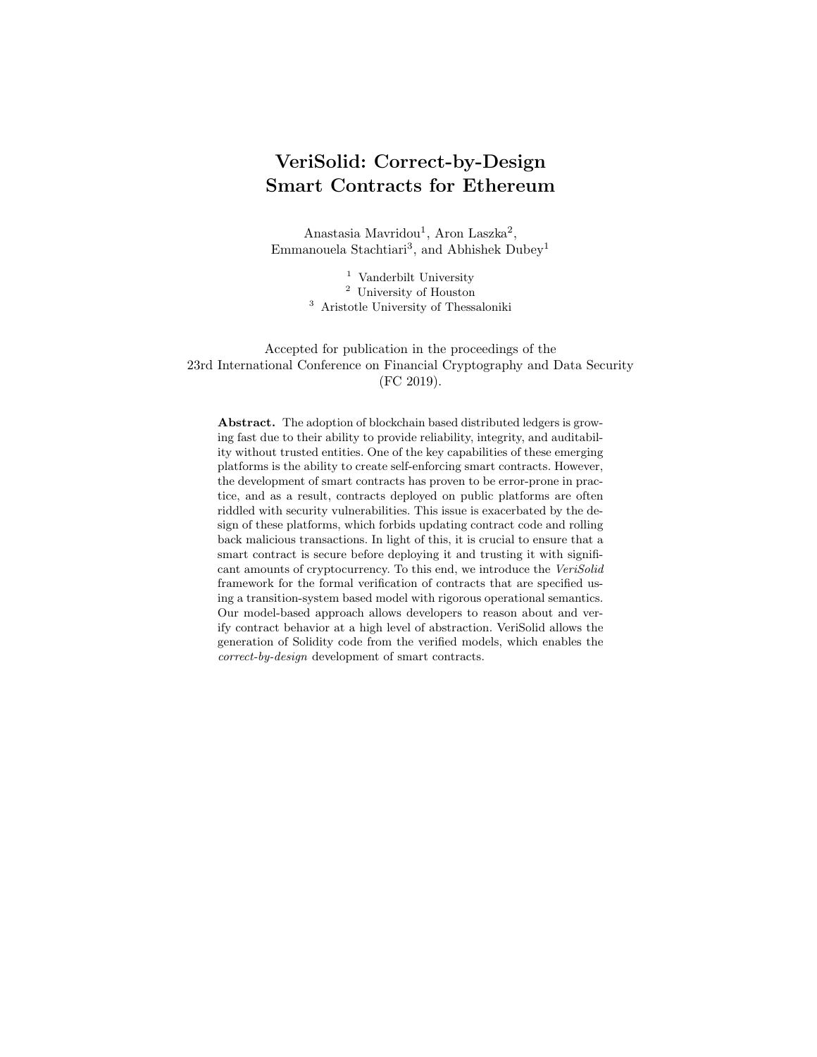# VeriSolid: Correct-by-Design Smart Contracts for Ethereum

Anastasia Mavridou[1], Aron Laszka[2], Emmanouela Stachtiari[3], and Abhishek Dubey[1]

[1] Vanderbilt University
[2] University of Houston
[3] Aristotle University of Thessaloniki

Accepted for publication in the proceedings of the
23rd International Conference on Financial Cryptography and Data Security
(FC 2019).

**Abstract.** The adoption of blockchain based distributed ledgers is growing fast due to their ability to provide reliability, integrity, and auditability without trusted entities. One of the key capabilities of these emerging platforms is the ability to create self-enforcing smart contracts. However, the development of smart contracts has proven to be error-prone in practice, and as a result, contracts deployed on public platforms are often riddled with security vulnerabilities. This issue is exacerbated by the design of these platforms, which forbids updating contract code and rolling back malicious transactions. In light of this, it is crucial to ensure that a smart contract is secure before deploying it and trusting it with significant amounts of cryptocurrency. To this end, we introduce the *VeriSolid* framework for the formal verification of contracts that are specified using a transition-system based model with rigorous operational semantics. Our model-based approach allows developers to reason about and verify contract behavior at a high level of abstraction. VeriSolid allows the generation of Solidity code from the verified models, which enables the *correct-by-design* development of smart contracts.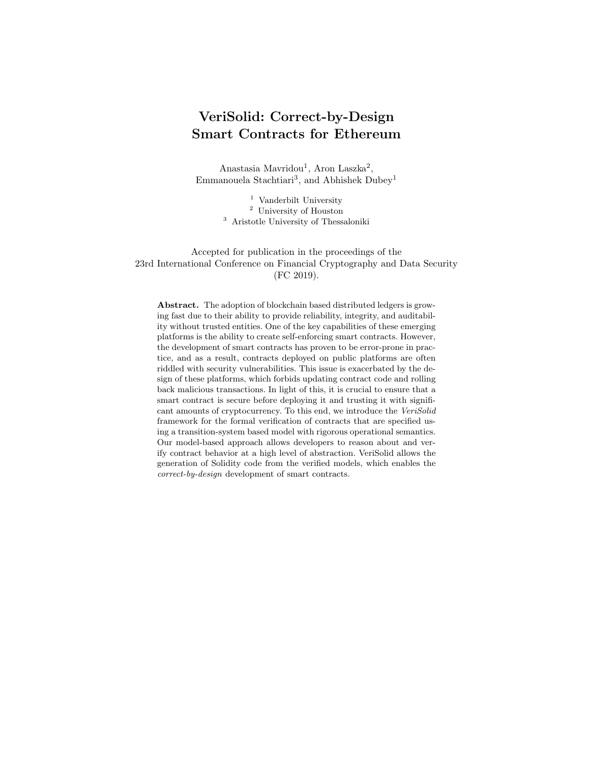# VeriSolid: Correct-by-Design Smart Contracts for Ethereum

Anastasia Mavridou[1], Aron Laszka[2], Emmanouela Stachtiari[3], and Abhishek Dubey[1]

[1] Vanderbilt University
[2] University of Houston
[3] Aristotle University of Thessaloniki

Accepted for publication in the proceedings of the 23rd International Conference on Financial Cryptography and Data Security (FC 2019).

**Abstract.** The adoption of blockchain based distributed ledgers is growing fast due to their ability to provide reliability, integrity, and auditability without trusted entities. One of the key capabilities of these emerging platforms is the ability to create self-enforcing smart contracts. However, the development of smart contracts has proven to be error-prone in practice, and as a result, contracts deployed on public platforms are often riddled with security vulnerabilities. This issue is exacerbated by the design of these platforms, which forbids updating contract code and rolling back malicious transactions. In light of this, it is crucial to ensure that a smart contract is secure before deploying it and trusting it with significant amounts of cryptocurrency. To this end, we introduce the *VeriSolid* framework for the formal verification of contracts that are specified using a transition-system based model with rigorous operational semantics. Our model-based approach allows developers to reason about and verify contract behavior at a high level of abstraction. VeriSolid allows the generation of Solidity code from the verified models, which enables the *correct-by-design* development of smart contracts.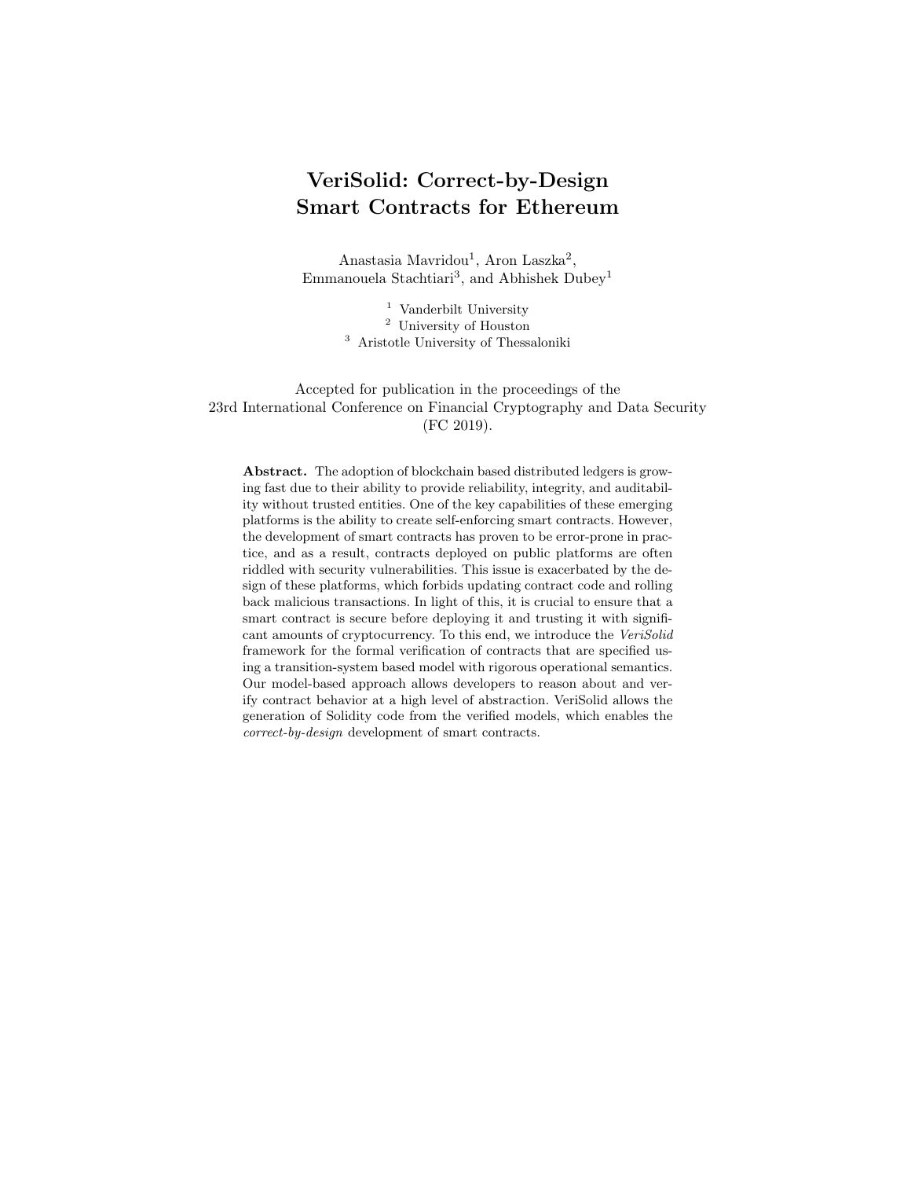# VeriSolid: Correct-by-Design Smart Contracts for Ethereum

Anastasia Mavridou[1], Aron Laszka[2], Emmanouela Stachtiari[3], and Abhishek Dubey[1]

[1] Vanderbilt University
[2] University of Houston
[3] Aristotle University of Thessaloniki

Accepted for publication in the proceedings of the 23rd International Conference on Financial Cryptography and Data Security (FC 2019).

**Abstract.** The adoption of blockchain based distributed ledgers is growing fast due to their ability to provide reliability, integrity, and auditability without trusted entities. One of the key capabilities of these emerging platforms is the ability to create self-enforcing smart contracts. However, the development of smart contracts has proven to be error-prone in practice, and as a result, contracts deployed on public platforms are often riddled with security vulnerabilities. This issue is exacerbated by the design of these platforms, which forbids updating contract code and rolling back malicious transactions. In light of this, it is crucial to ensure that a smart contract is secure before deploying it and trusting it with significant amounts of cryptocurrency. To this end, we introduce the *VeriSolid* framework for the formal verification of contracts that are specified using a transition-system based model with rigorous operational semantics. Our model-based approach allows developers to reason about and verify contract behavior at a high level of abstraction. VeriSolid allows the generation of Solidity code from the verified models, which enables the *correct-by-design* development of smart contracts.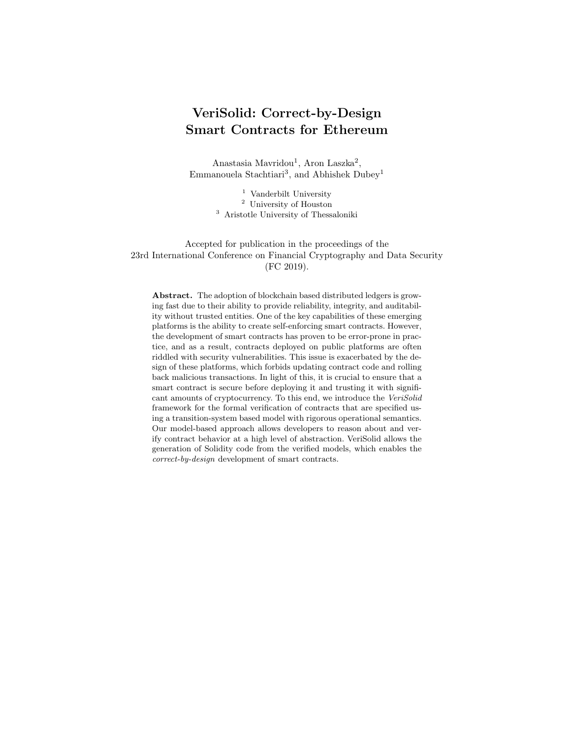# VeriSolid: Correct-by-Design Smart Contracts for Ethereum

Anastasia Mavridou[1], Aron Laszka[2], Emmanouela Stachtiari[3], and Abhishek Dubey[1]

[1] Vanderbilt University
[2] University of Houston
[3] Aristotle University of Thessaloniki

Accepted for publication in the proceedings of the 23rd International Conference on Financial Cryptography and Data Security (FC 2019).

**Abstract.** The adoption of blockchain based distributed ledgers is growing fast due to their ability to provide reliability, integrity, and auditability without trusted entities. One of the key capabilities of these emerging platforms is the ability to create self-enforcing smart contracts. However, the development of smart contracts has proven to be error-prone in practice, and as a result, contracts deployed on public platforms are often riddled with security vulnerabilities. This issue is exacerbated by the design of these platforms, which forbids updating contract code and rolling back malicious transactions. In light of this, it is crucial to ensure that a smart contract is secure before deploying it and trusting it with significant amounts of cryptocurrency. To this end, we introduce the *VeriSolid* framework for the formal verification of contracts that are specified using a transition-system based model with rigorous operational semantics. Our model-based approach allows developers to reason about and verify contract behavior at a high level of abstraction. VeriSolid allows the generation of Solidity code from the verified models, which enables the *correct-by-design* development of smart contracts.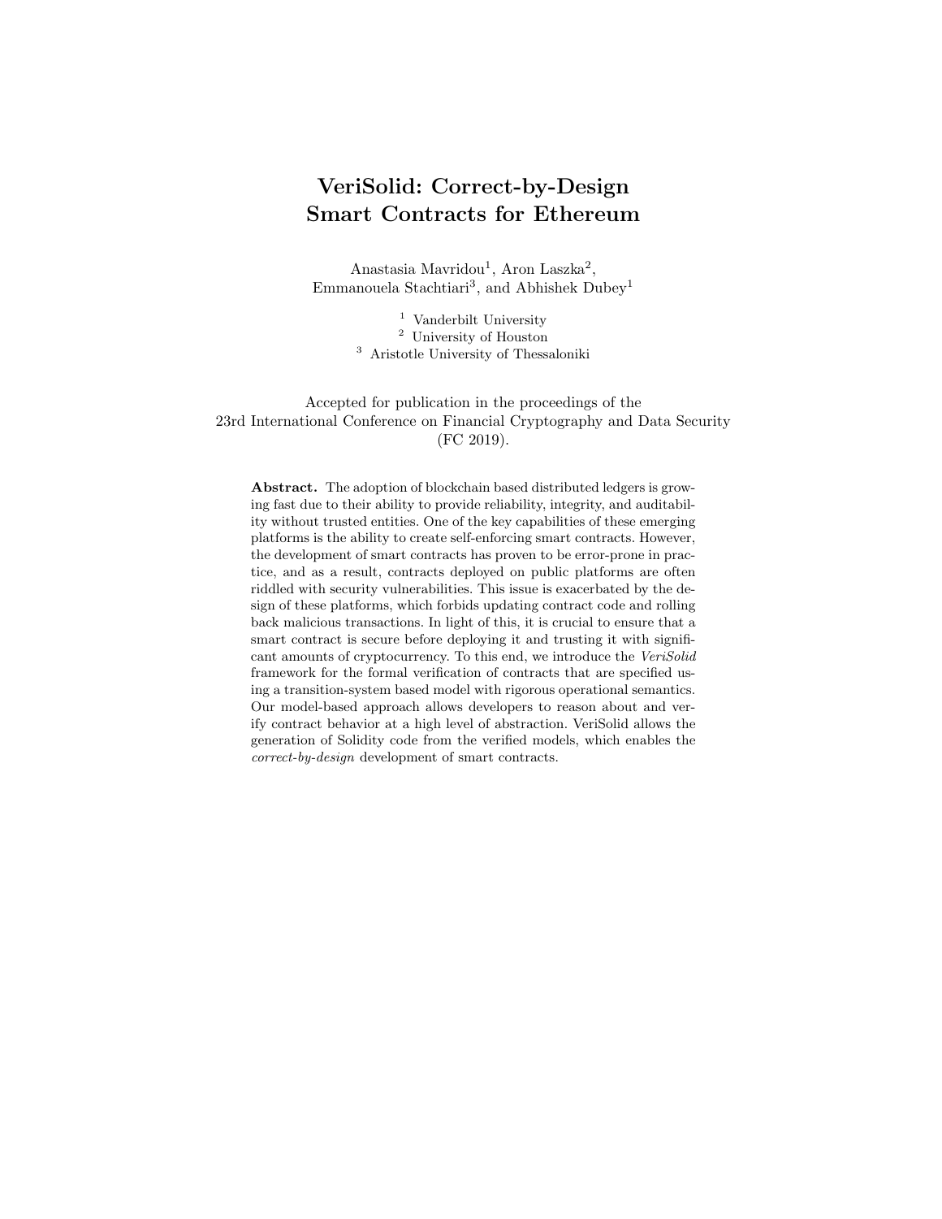# VeriSolid: Correct-by-Design Smart Contracts for Ethereum

Anastasia Mavridou[1], Aron Laszka[2], Emmanouela Stachtiari[3], and Abhishek Dubey[1]

[1] Vanderbilt University
[2] University of Houston
[3] Aristotle University of Thessaloniki

Accepted for publication in the proceedings of the
23rd International Conference on Financial Cryptography and Data Security
(FC 2019).

**Abstract.** The adoption of blockchain based distributed ledgers is growing fast due to their ability to provide reliability, integrity, and auditability without trusted entities. One of the key capabilities of these emerging platforms is the ability to create self-enforcing smart contracts. However, the development of smart contracts has proven to be error-prone in practice, and as a result, contracts deployed on public platforms are often riddled with security vulnerabilities. This issue is exacerbated by the design of these platforms, which forbids updating contract code and rolling back malicious transactions. In light of this, it is crucial to ensure that a smart contract is secure before deploying it and trusting it with significant amounts of cryptocurrency. To this end, we introduce the *VeriSolid* framework for the formal verification of contracts that are specified using a transition-system based model with rigorous operational semantics. Our model-based approach allows developers to reason about and verify contract behavior at a high level of abstraction. VeriSolid allows the generation of Solidity code from the verified models, which enables the *correct-by-design* development of smart contracts.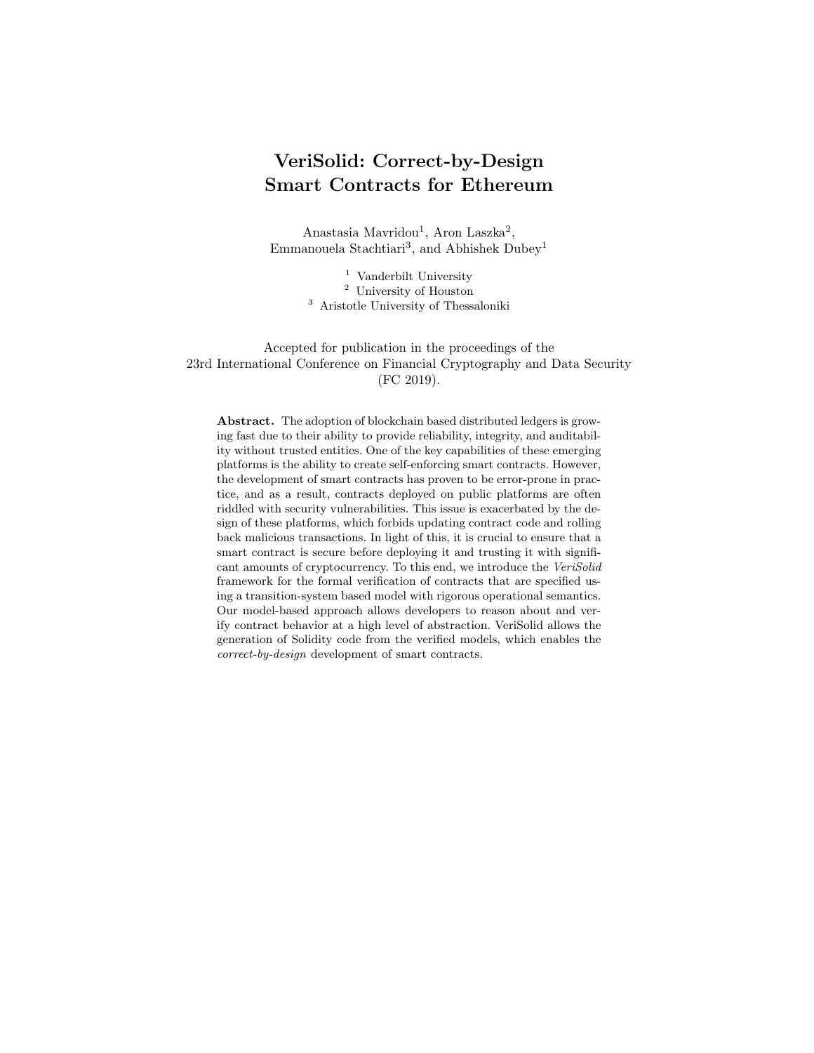# VeriSolid: Correct-by-Design Smart Contracts for Ethereum

Anastasia Mavridou[1], Aron Laszka[2], Emmanouela Stachtiari[3], and Abhishek Dubey[1]

[1] Vanderbilt University
[2] University of Houston
[3] Aristotle University of Thessaloniki

Accepted for publication in the proceedings of the 23rd International Conference on Financial Cryptography and Data Security (FC 2019).

**Abstract.** The adoption of blockchain based distributed ledgers is growing fast due to their ability to provide reliability, integrity, and auditability without trusted entities. One of the key capabilities of these emerging platforms is the ability to create self-enforcing smart contracts. However, the development of smart contracts has proven to be error-prone in practice, and as a result, contracts deployed on public platforms are often riddled with security vulnerabilities. This issue is exacerbated by the design of these platforms, which forbids updating contract code and rolling back malicious transactions. In light of this, it is crucial to ensure that a smart contract is secure before deploying it and trusting it with significant amounts of cryptocurrency. To this end, we introduce the *VeriSolid* framework for the formal verification of contracts that are specified using a transition-system based model with rigorous operational semantics. Our model-based approach allows developers to reason about and verify contract behavior at a high level of abstraction. VeriSolid allows the generation of Solidity code from the verified models, which enables the *correct-by-design* development of smart contracts.